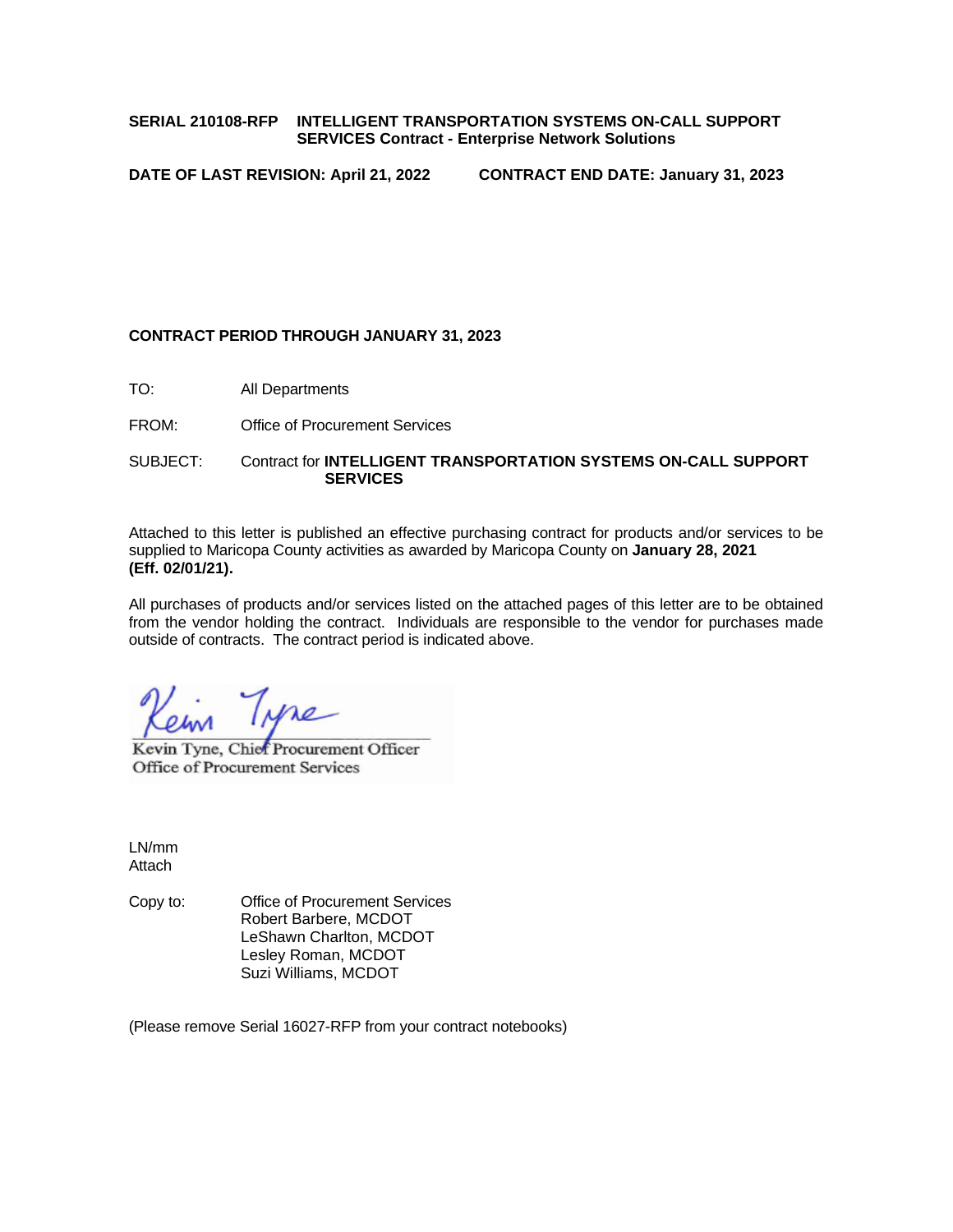**SERIAL 210108-RFP INTELLIGENT TRANSPORTATION SYSTEMS ON-CALL SUPPORT SERVICES Contract - Enterprise Network Solutions**

**DATE OF LAST REVISION: April 21, 2022 CONTRACT END DATE: January 31, 2023**

**CONTRACT PERIOD THROUGH JANUARY 31, 2023**

TO: All Departments

FROM: Office of Procurement Services

SUBJECT: Contract for **INTELLIGENT TRANSPORTATION SYSTEMS ON-CALL SUPPORT SERVICES**

Attached to this letter is published an effective purchasing contract for products and/or services to be supplied to Maricopa County activities as awarded by Maricopa County on **January 28, 2021 (Eff. 02/01/21).**

All purchases of products and/or services listed on the attached pages of this letter are to be obtained from the vendor holding the contract. Individuals are responsible to the vendor for purchases made outside of contracts. The contract period is indicated above.

Kevin Tyne, Chief Procurement Officer
Office of Procurement Services

LN/mm
Attach

Copy to: Office of Procurement Services
Robert Barbere, MCDOT
LeShawn Charlton, MCDOT
Lesley Roman, MCDOT
Suzi Williams, MCDOT

(Please remove Serial 16027-RFP from your contract notebooks)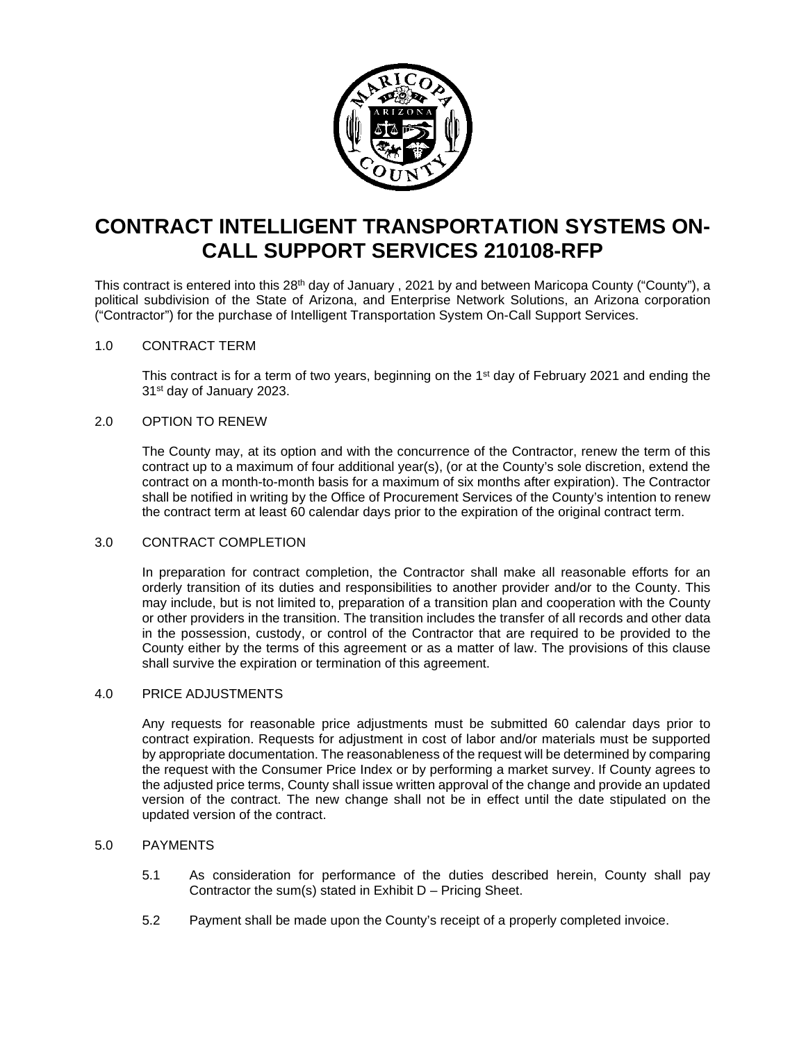# CONTRACT INTELLIGENT TRANSPORTATION SYSTEMS ON-CALL SUPPORT SERVICES 210108-RFP

This contract is entered into this 28th day of January , 2021 by and between Maricopa County ("County"), a political subdivision of the State of Arizona, and Enterprise Network Solutions, an Arizona corporation ("Contractor") for the purchase of Intelligent Transportation System On-Call Support Services.

## 1.0 CONTRACT TERM

This contract is for a term of two years, beginning on the 1st day of February 2021 and ending the 31st day of January 2023.

## 2.0 OPTION TO RENEW

The County may, at its option and with the concurrence of the Contractor, renew the term of this contract up to a maximum of four additional year(s), (or at the County's sole discretion, extend the contract on a month-to-month basis for a maximum of six months after expiration). The Contractor shall be notified in writing by the Office of Procurement Services of the County's intention to renew the contract term at least 60 calendar days prior to the expiration of the original contract term.

## 3.0 CONTRACT COMPLETION

In preparation for contract completion, the Contractor shall make all reasonable efforts for an orderly transition of its duties and responsibilities to another provider and/or to the County. This may include, but is not limited to, preparation of a transition plan and cooperation with the County or other providers in the transition. The transition includes the transfer of all records and other data in the possession, custody, or control of the Contractor that are required to be provided to the County either by the terms of this agreement or as a matter of law. The provisions of this clause shall survive the expiration or termination of this agreement.

## 4.0 PRICE ADJUSTMENTS

Any requests for reasonable price adjustments must be submitted 60 calendar days prior to contract expiration. Requests for adjustment in cost of labor and/or materials must be supported by appropriate documentation. The reasonableness of the request will be determined by comparing the request with the Consumer Price Index or by performing a market survey. If County agrees to the adjusted price terms, County shall issue written approval of the change and provide an updated version of the contract. The new change shall not be in effect until the date stipulated on the updated version of the contract.

## 5.0 PAYMENTS

5.1 As consideration for performance of the duties described herein, County shall pay Contractor the sum(s) stated in Exhibit D – Pricing Sheet.

5.2 Payment shall be made upon the County's receipt of a properly completed invoice.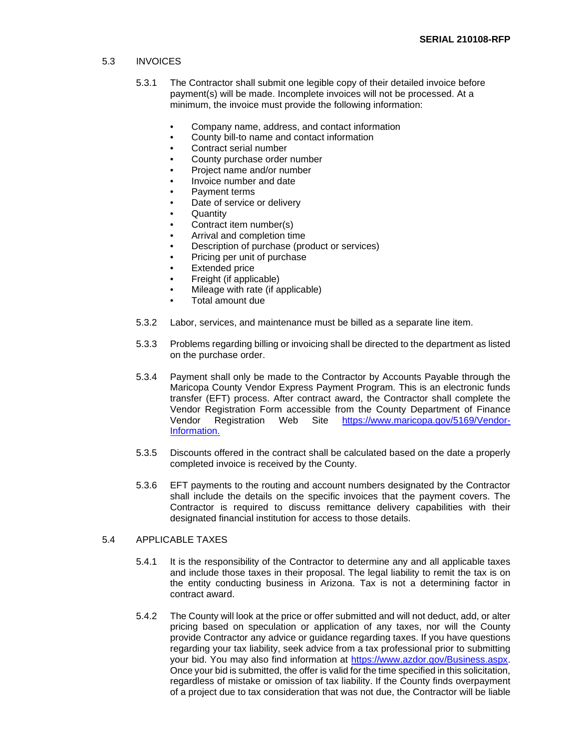## 5.3 INVOICES

5.3.1 The Contractor shall submit one legible copy of their detailed invoice before payment(s) will be made. Incomplete invoices will not be processed. At a minimum, the invoice must provide the following information:

- Company name, address, and contact information
- County bill-to name and contact information
- Contract serial number
- County purchase order number
- Project name and/or number
- Invoice number and date
- Payment terms
- Date of service or delivery
- Quantity
- Contract item number(s)
- Arrival and completion time
- Description of purchase (product or services)
- Pricing per unit of purchase
- Extended price
- Freight (if applicable)
- Mileage with rate (if applicable)
- Total amount due

5.3.2 Labor, services, and maintenance must be billed as a separate line item.

5.3.3 Problems regarding billing or invoicing shall be directed to the department as listed on the purchase order.

5.3.4 Payment shall only be made to the Contractor by Accounts Payable through the Maricopa County Vendor Express Payment Program. This is an electronic funds transfer (EFT) process. After contract award, the Contractor shall complete the Vendor Registration Form accessible from the County Department of Finance Vendor Registration Web Site [https://www.maricopa.gov/5169/Vendor-Information.](https://www.maricopa.gov/5169/Vendor-Information)

5.3.5 Discounts offered in the contract shall be calculated based on the date a properly completed invoice is received by the County.

5.3.6 EFT payments to the routing and account numbers designated by the Contractor shall include the details on the specific invoices that the payment covers. The Contractor is required to discuss remittance delivery capabilities with their designated financial institution for access to those details.

## 5.4 APPLICABLE TAXES

5.4.1 It is the responsibility of the Contractor to determine any and all applicable taxes and include those taxes in their proposal. The legal liability to remit the tax is on the entity conducting business in Arizona. Tax is not a determining factor in contract award.

5.4.2 The County will look at the price or offer submitted and will not deduct, add, or alter pricing based on speculation or application of any taxes, nor will the County provide Contractor any advice or guidance regarding taxes. If you have questions regarding your tax liability, seek advice from a tax professional prior to submitting your bid. You may also find information at [https://www.azdor.gov/Business.aspx](https://www.azdor.gov/Business.aspx). Once your bid is submitted, the offer is valid for the time specified in this solicitation, regardless of mistake or omission of tax liability. If the County finds overpayment of a project due to tax consideration that was not due, the Contractor will be liable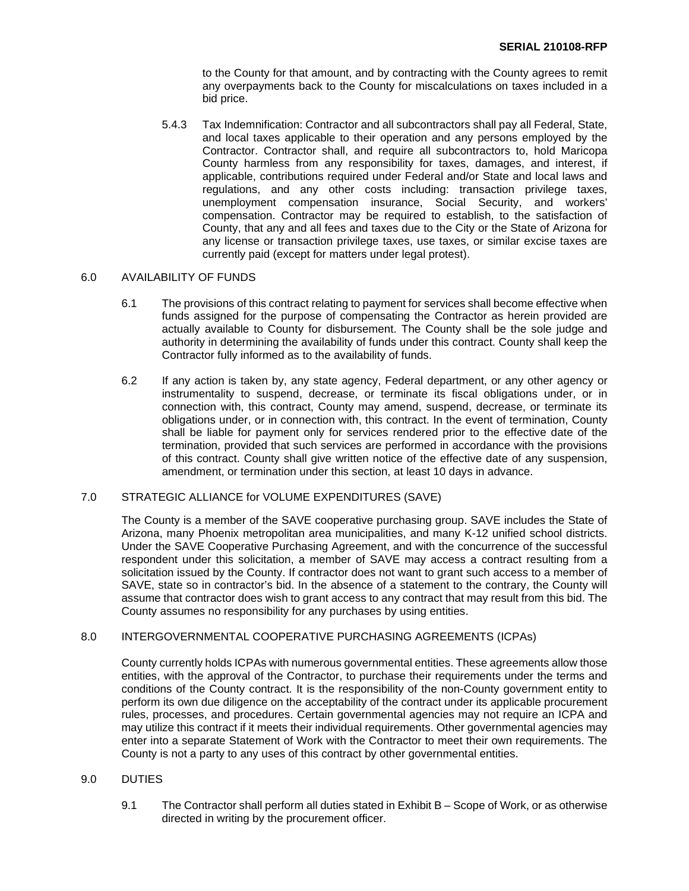to the County for that amount, and by contracting with the County agrees to remit any overpayments back to the County for miscalculations on taxes included in a bid price.

5.4.3 Tax Indemnification: Contractor and all subcontractors shall pay all Federal, State, and local taxes applicable to their operation and any persons employed by the Contractor. Contractor shall, and require all subcontractors to, hold Maricopa County harmless from any responsibility for taxes, damages, and interest, if applicable, contributions required under Federal and/or State and local laws and regulations, and any other costs including: transaction privilege taxes, unemployment compensation insurance, Social Security, and workers' compensation. Contractor may be required to establish, to the satisfaction of County, that any and all fees and taxes due to the City or the State of Arizona for any license or transaction privilege taxes, use taxes, or similar excise taxes are currently paid (except for matters under legal protest).

## 6.0 AVAILABILITY OF FUNDS

6.1 The provisions of this contract relating to payment for services shall become effective when funds assigned for the purpose of compensating the Contractor as herein provided are actually available to County for disbursement. The County shall be the sole judge and authority in determining the availability of funds under this contract. County shall keep the Contractor fully informed as to the availability of funds.

6.2 If any action is taken by, any state agency, Federal department, or any other agency or instrumentality to suspend, decrease, or terminate its fiscal obligations under, or in connection with, this contract, County may amend, suspend, decrease, or terminate its obligations under, or in connection with, this contract. In the event of termination, County shall be liable for payment only for services rendered prior to the effective date of the termination, provided that such services are performed in accordance with the provisions of this contract. County shall give written notice of the effective date of any suspension, amendment, or termination under this section, at least 10 days in advance.

## 7.0 STRATEGIC ALLIANCE for VOLUME EXPENDITURES (SAVE)

The County is a member of the SAVE cooperative purchasing group. SAVE includes the State of Arizona, many Phoenix metropolitan area municipalities, and many K-12 unified school districts. Under the SAVE Cooperative Purchasing Agreement, and with the concurrence of the successful respondent under this solicitation, a member of SAVE may access a contract resulting from a solicitation issued by the County. If contractor does not want to grant such access to a member of SAVE, state so in contractor's bid. In the absence of a statement to the contrary, the County will assume that contractor does wish to grant access to any contract that may result from this bid. The County assumes no responsibility for any purchases by using entities.

## 8.0 INTERGOVERNMENTAL COOPERATIVE PURCHASING AGREEMENTS (ICPAs)

County currently holds ICPAs with numerous governmental entities. These agreements allow those entities, with the approval of the Contractor, to purchase their requirements under the terms and conditions of the County contract. It is the responsibility of the non-County government entity to perform its own due diligence on the acceptability of the contract under its applicable procurement rules, processes, and procedures. Certain governmental agencies may not require an ICPA and may utilize this contract if it meets their individual requirements. Other governmental agencies may enter into a separate Statement of Work with the Contractor to meet their own requirements. The County is not a party to any uses of this contract by other governmental entities.

## 9.0 DUTIES

9.1 The Contractor shall perform all duties stated in Exhibit B – Scope of Work, or as otherwise directed in writing by the procurement officer.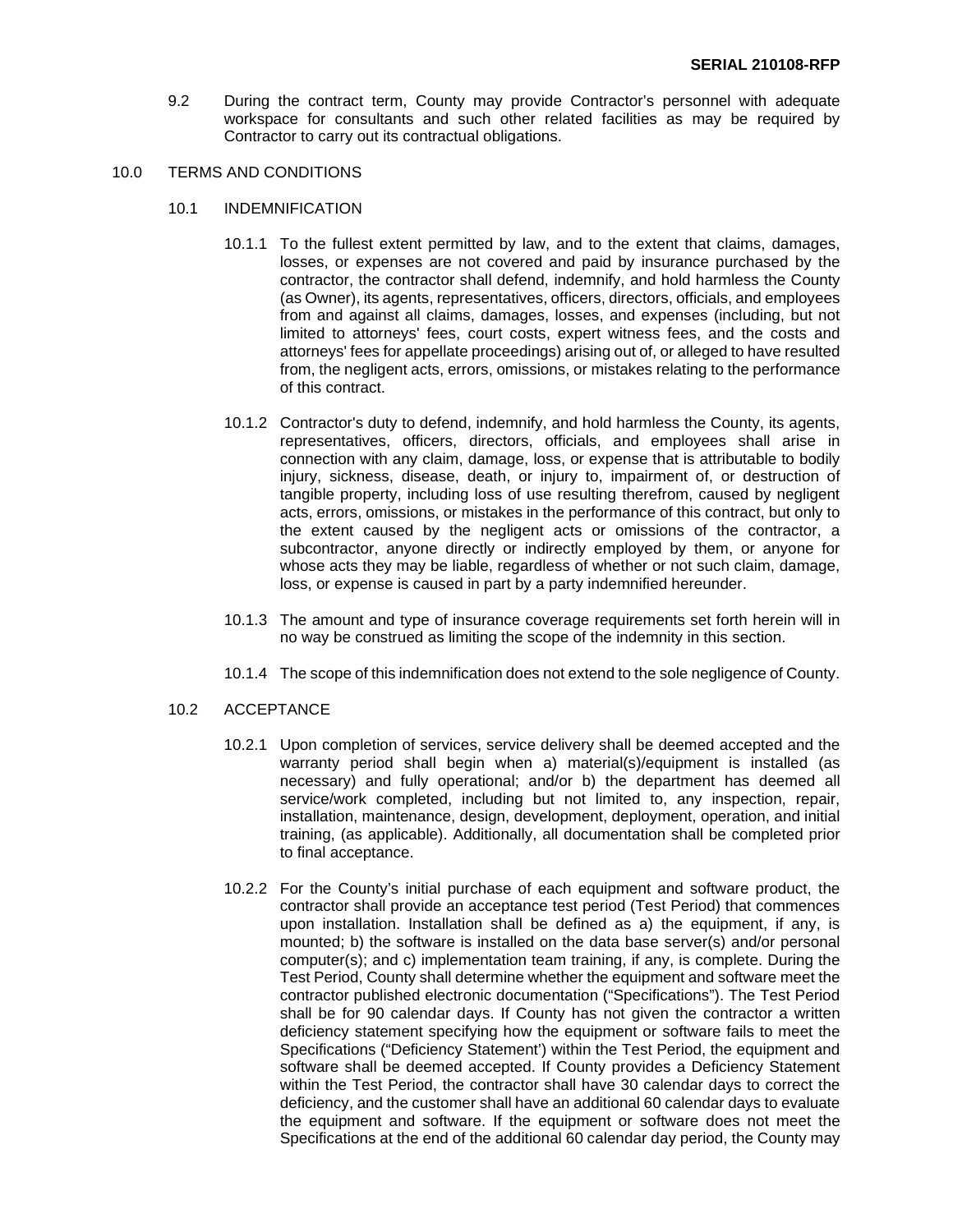9.2 During the contract term, County may provide Contractor's personnel with adequate workspace for consultants and such other related facilities as may be required by Contractor to carry out its contractual obligations.

## 10.0 TERMS AND CONDITIONS

### 10.1 INDEMNIFICATION

10.1.1 To the fullest extent permitted by law, and to the extent that claims, damages, losses, or expenses are not covered and paid by insurance purchased by the contractor, the contractor shall defend, indemnify, and hold harmless the County (as Owner), its agents, representatives, officers, directors, officials, and employees from and against all claims, damages, losses, and expenses (including, but not limited to attorneys' fees, court costs, expert witness fees, and the costs and attorneys' fees for appellate proceedings) arising out of, or alleged to have resulted from, the negligent acts, errors, omissions, or mistakes relating to the performance of this contract.

10.1.2 Contractor's duty to defend, indemnify, and hold harmless the County, its agents, representatives, officers, directors, officials, and employees shall arise in connection with any claim, damage, loss, or expense that is attributable to bodily injury, sickness, disease, death, or injury to, impairment of, or destruction of tangible property, including loss of use resulting therefrom, caused by negligent acts, errors, omissions, or mistakes in the performance of this contract, but only to the extent caused by the negligent acts or omissions of the contractor, a subcontractor, anyone directly or indirectly employed by them, or anyone for whose acts they may be liable, regardless of whether or not such claim, damage, loss, or expense is caused in part by a party indemnified hereunder.

10.1.3 The amount and type of insurance coverage requirements set forth herein will in no way be construed as limiting the scope of the indemnity in this section.

10.1.4 The scope of this indemnification does not extend to the sole negligence of County.

### 10.2 ACCEPTANCE

10.2.1 Upon completion of services, service delivery shall be deemed accepted and the warranty period shall begin when a) material(s)/equipment is installed (as necessary) and fully operational; and/or b) the department has deemed all service/work completed, including but not limited to, any inspection, repair, installation, maintenance, design, development, deployment, operation, and initial training, (as applicable). Additionally, all documentation shall be completed prior to final acceptance.

10.2.2 For the County's initial purchase of each equipment and software product, the contractor shall provide an acceptance test period (Test Period) that commences upon installation. Installation shall be defined as a) the equipment, if any, is mounted; b) the software is installed on the data base server(s) and/or personal computer(s); and c) implementation team training, if any, is complete. During the Test Period, County shall determine whether the equipment and software meet the contractor published electronic documentation ("Specifications"). The Test Period shall be for 90 calendar days. If County has not given the contractor a written deficiency statement specifying how the equipment or software fails to meet the Specifications ("Deficiency Statement') within the Test Period, the equipment and software shall be deemed accepted. If County provides a Deficiency Statement within the Test Period, the contractor shall have 30 calendar days to correct the deficiency, and the customer shall have an additional 60 calendar days to evaluate the equipment and software. If the equipment or software does not meet the Specifications at the end of the additional 60 calendar day period, the County may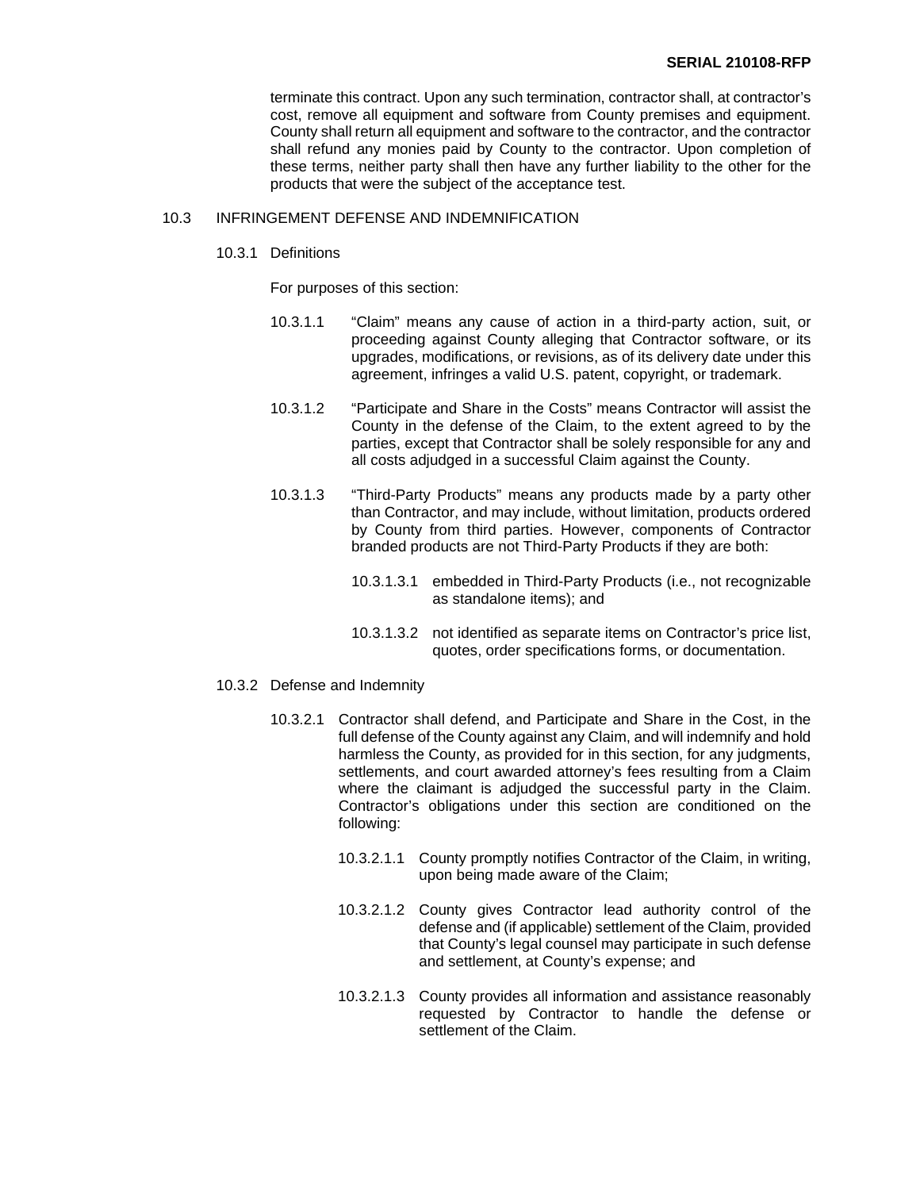terminate this contract. Upon any such termination, contractor shall, at contractor's cost, remove all equipment and software from County premises and equipment. County shall return all equipment and software to the contractor, and the contractor shall refund any monies paid by County to the contractor. Upon completion of these terms, neither party shall then have any further liability to the other for the products that were the subject of the acceptance test.

## 10.3 INFRINGEMENT DEFENSE AND INDEMNIFICATION

### 10.3.1 Definitions

For purposes of this section:

10.3.1.1 "Claim" means any cause of action in a third-party action, suit, or proceeding against County alleging that Contractor software, or its upgrades, modifications, or revisions, as of its delivery date under this agreement, infringes a valid U.S. patent, copyright, or trademark.

10.3.1.2 "Participate and Share in the Costs" means Contractor will assist the County in the defense of the Claim, to the extent agreed to by the parties, except that Contractor shall be solely responsible for any and all costs adjudged in a successful Claim against the County.

10.3.1.3 "Third-Party Products" means any products made by a party other than Contractor, and may include, without limitation, products ordered by County from third parties. However, components of Contractor branded products are not Third-Party Products if they are both:

10.3.1.3.1 embedded in Third-Party Products (i.e., not recognizable as standalone items); and

10.3.1.3.2 not identified as separate items on Contractor's price list, quotes, order specifications forms, or documentation.

### 10.3.2 Defense and Indemnity

10.3.2.1 Contractor shall defend, and Participate and Share in the Cost, in the full defense of the County against any Claim, and will indemnify and hold harmless the County, as provided for in this section, for any judgments, settlements, and court awarded attorney's fees resulting from a Claim where the claimant is adjudged the successful party in the Claim. Contractor's obligations under this section are conditioned on the following:

10.3.2.1.1 County promptly notifies Contractor of the Claim, in writing, upon being made aware of the Claim;

10.3.2.1.2 County gives Contractor lead authority control of the defense and (if applicable) settlement of the Claim, provided that County's legal counsel may participate in such defense and settlement, at County's expense; and

10.3.2.1.3 County provides all information and assistance reasonably requested by Contractor to handle the defense or settlement of the Claim.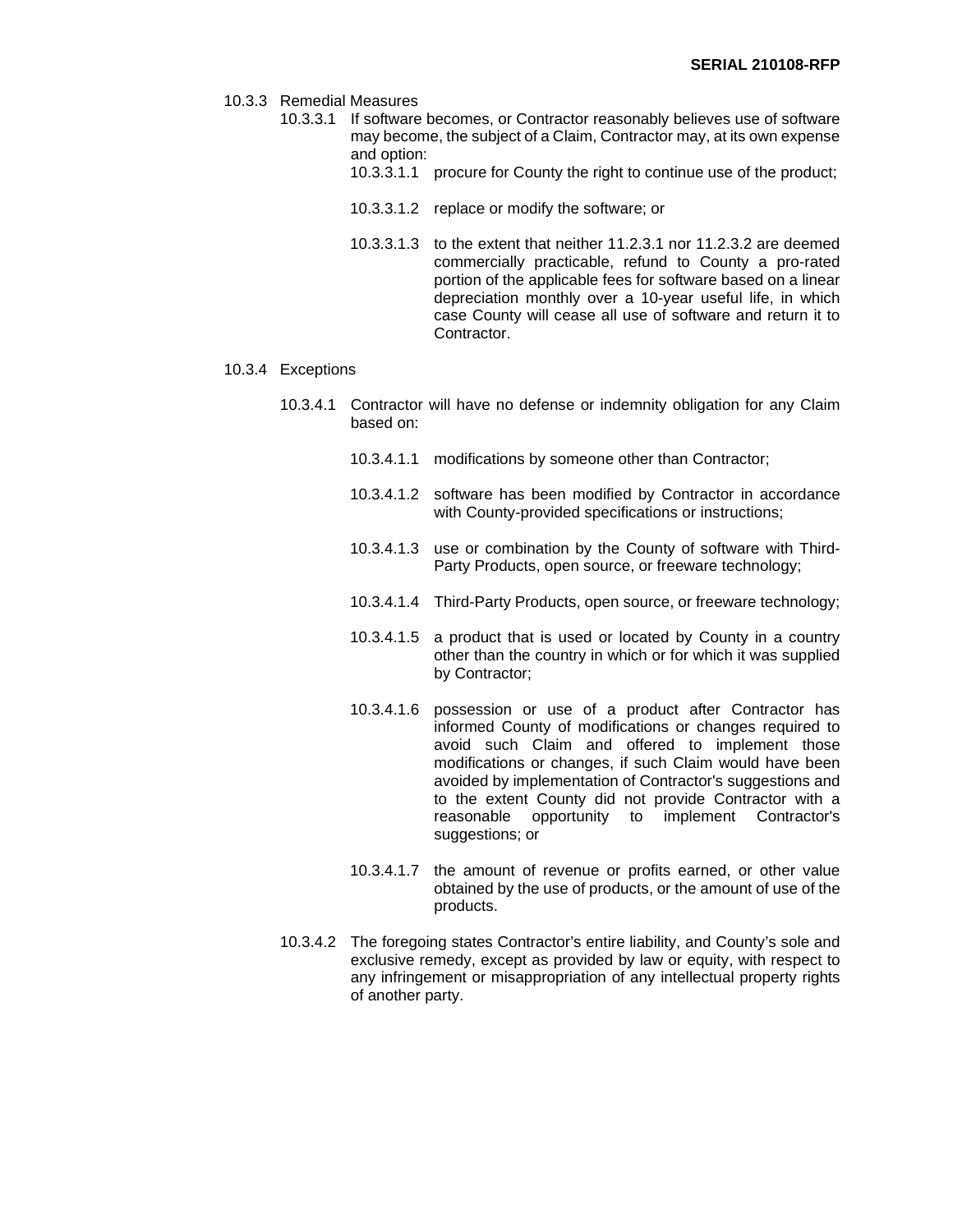10.3.3 Remedial Measures

10.3.3.1 If software becomes, or Contractor reasonably believes use of software may become, the subject of a Claim, Contractor may, at its own expense and option:

10.3.3.1.1 procure for County the right to continue use of the product;

10.3.3.1.2 replace or modify the software; or

10.3.3.1.3 to the extent that neither 11.2.3.1 nor 11.2.3.2 are deemed commercially practicable, refund to County a pro-rated portion of the applicable fees for software based on a linear depreciation monthly over a 10-year useful life, in which case County will cease all use of software and return it to Contractor.

10.3.4 Exceptions

10.3.4.1 Contractor will have no defense or indemnity obligation for any Claim based on:

10.3.4.1.1 modifications by someone other than Contractor;

10.3.4.1.2 software has been modified by Contractor in accordance with County-provided specifications or instructions;

10.3.4.1.3 use or combination by the County of software with Third-Party Products, open source, or freeware technology;

10.3.4.1.4 Third-Party Products, open source, or freeware technology;

10.3.4.1.5 a product that is used or located by County in a country other than the country in which or for which it was supplied by Contractor;

10.3.4.1.6 possession or use of a product after Contractor has informed County of modifications or changes required to avoid such Claim and offered to implement those modifications or changes, if such Claim would have been avoided by implementation of Contractor's suggestions and to the extent County did not provide Contractor with a reasonable opportunity to implement Contractor's suggestions; or

10.3.4.1.7 the amount of revenue or profits earned, or other value obtained by the use of products, or the amount of use of the products.

10.3.4.2 The foregoing states Contractor's entire liability, and County's sole and exclusive remedy, except as provided by law or equity, with respect to any infringement or misappropriation of any intellectual property rights of another party.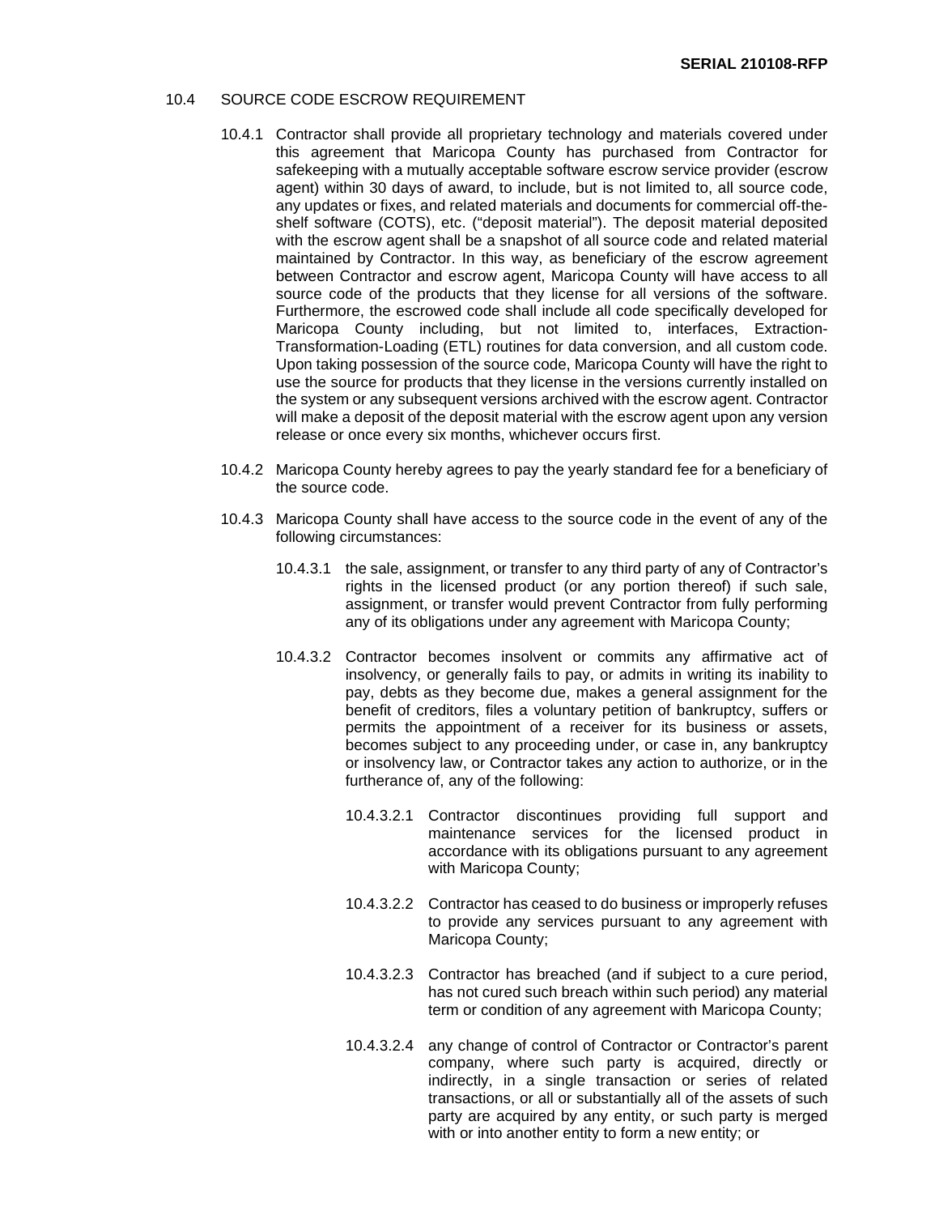## 10.4 SOURCE CODE ESCROW REQUIREMENT

10.4.1 Contractor shall provide all proprietary technology and materials covered under this agreement that Maricopa County has purchased from Contractor for safekeeping with a mutually acceptable software escrow service provider (escrow agent) within 30 days of award, to include, but is not limited to, all source code, any updates or fixes, and related materials and documents for commercial off-the-shelf software (COTS), etc. ("deposit material"). The deposit material deposited with the escrow agent shall be a snapshot of all source code and related material maintained by Contractor. In this way, as beneficiary of the escrow agreement between Contractor and escrow agent, Maricopa County will have access to all source code of the products that they license for all versions of the software. Furthermore, the escrowed code shall include all code specifically developed for Maricopa County including, but not limited to, interfaces, Extraction-Transformation-Loading (ETL) routines for data conversion, and all custom code. Upon taking possession of the source code, Maricopa County will have the right to use the source for products that they license in the versions currently installed on the system or any subsequent versions archived with the escrow agent. Contractor will make a deposit of the deposit material with the escrow agent upon any version release or once every six months, whichever occurs first.

10.4.2 Maricopa County hereby agrees to pay the yearly standard fee for a beneficiary of the source code.

10.4.3 Maricopa County shall have access to the source code in the event of any of the following circumstances:

10.4.3.1 the sale, assignment, or transfer to any third party of any of Contractor's rights in the licensed product (or any portion thereof) if such sale, assignment, or transfer would prevent Contractor from fully performing any of its obligations under any agreement with Maricopa County;

10.4.3.2 Contractor becomes insolvent or commits any affirmative act of insolvency, or generally fails to pay, or admits in writing its inability to pay, debts as they become due, makes a general assignment for the benefit of creditors, files a voluntary petition of bankruptcy, suffers or permits the appointment of a receiver for its business or assets, becomes subject to any proceeding under, or case in, any bankruptcy or insolvency law, or Contractor takes any action to authorize, or in the furtherance of, any of the following:

10.4.3.2.1 Contractor discontinues providing full support and maintenance services for the licensed product in accordance with its obligations pursuant to any agreement with Maricopa County;

10.4.3.2.2 Contractor has ceased to do business or improperly refuses to provide any services pursuant to any agreement with Maricopa County;

10.4.3.2.3 Contractor has breached (and if subject to a cure period, has not cured such breach within such period) any material term or condition of any agreement with Maricopa County;

10.4.3.2.4 any change of control of Contractor or Contractor's parent company, where such party is acquired, directly or indirectly, in a single transaction or series of related transactions, or all or substantially all of the assets of such party are acquired by any entity, or such party is merged with or into another entity to form a new entity; or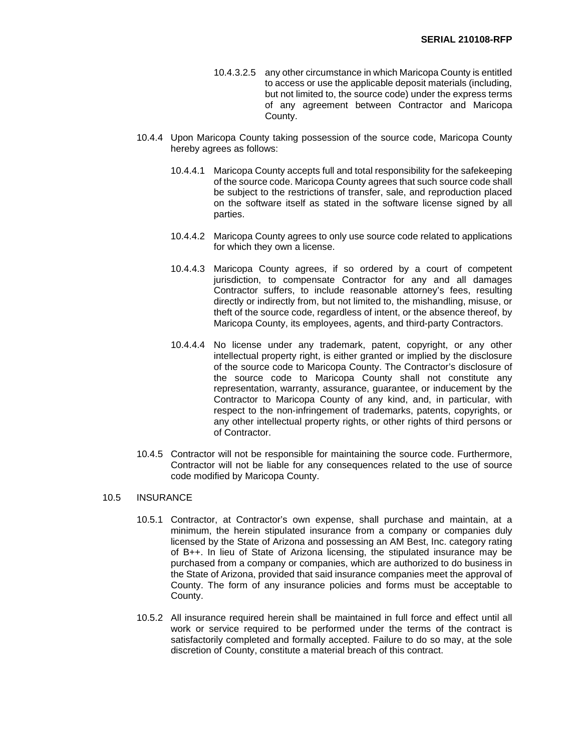10.4.3.2.5 any other circumstance in which Maricopa County is entitled to access or use the applicable deposit materials (including, but not limited to, the source code) under the express terms of any agreement between Contractor and Maricopa County.

10.4.4 Upon Maricopa County taking possession of the source code, Maricopa County hereby agrees as follows:

10.4.4.1 Maricopa County accepts full and total responsibility for the safekeeping of the source code. Maricopa County agrees that such source code shall be subject to the restrictions of transfer, sale, and reproduction placed on the software itself as stated in the software license signed by all parties.

10.4.4.2 Maricopa County agrees to only use source code related to applications for which they own a license.

10.4.4.3 Maricopa County agrees, if so ordered by a court of competent jurisdiction, to compensate Contractor for any and all damages Contractor suffers, to include reasonable attorney's fees, resulting directly or indirectly from, but not limited to, the mishandling, misuse, or theft of the source code, regardless of intent, or the absence thereof, by Maricopa County, its employees, agents, and third-party Contractors.

10.4.4.4 No license under any trademark, patent, copyright, or any other intellectual property right, is either granted or implied by the disclosure of the source code to Maricopa County. The Contractor's disclosure of the source code to Maricopa County shall not constitute any representation, warranty, assurance, guarantee, or inducement by the Contractor to Maricopa County of any kind, and, in particular, with respect to the non-infringement of trademarks, patents, copyrights, or any other intellectual property rights, or other rights of third persons or of Contractor.

10.4.5 Contractor will not be responsible for maintaining the source code. Furthermore, Contractor will not be liable for any consequences related to the use of source code modified by Maricopa County.

10.5 INSURANCE

10.5.1 Contractor, at Contractor's own expense, shall purchase and maintain, at a minimum, the herein stipulated insurance from a company or companies duly licensed by the State of Arizona and possessing an AM Best, Inc. category rating of B++. In lieu of State of Arizona licensing, the stipulated insurance may be purchased from a company or companies, which are authorized to do business in the State of Arizona, provided that said insurance companies meet the approval of County. The form of any insurance policies and forms must be acceptable to County.

10.5.2 All insurance required herein shall be maintained in full force and effect until all work or service required to be performed under the terms of the contract is satisfactorily completed and formally accepted. Failure to do so may, at the sole discretion of County, constitute a material breach of this contract.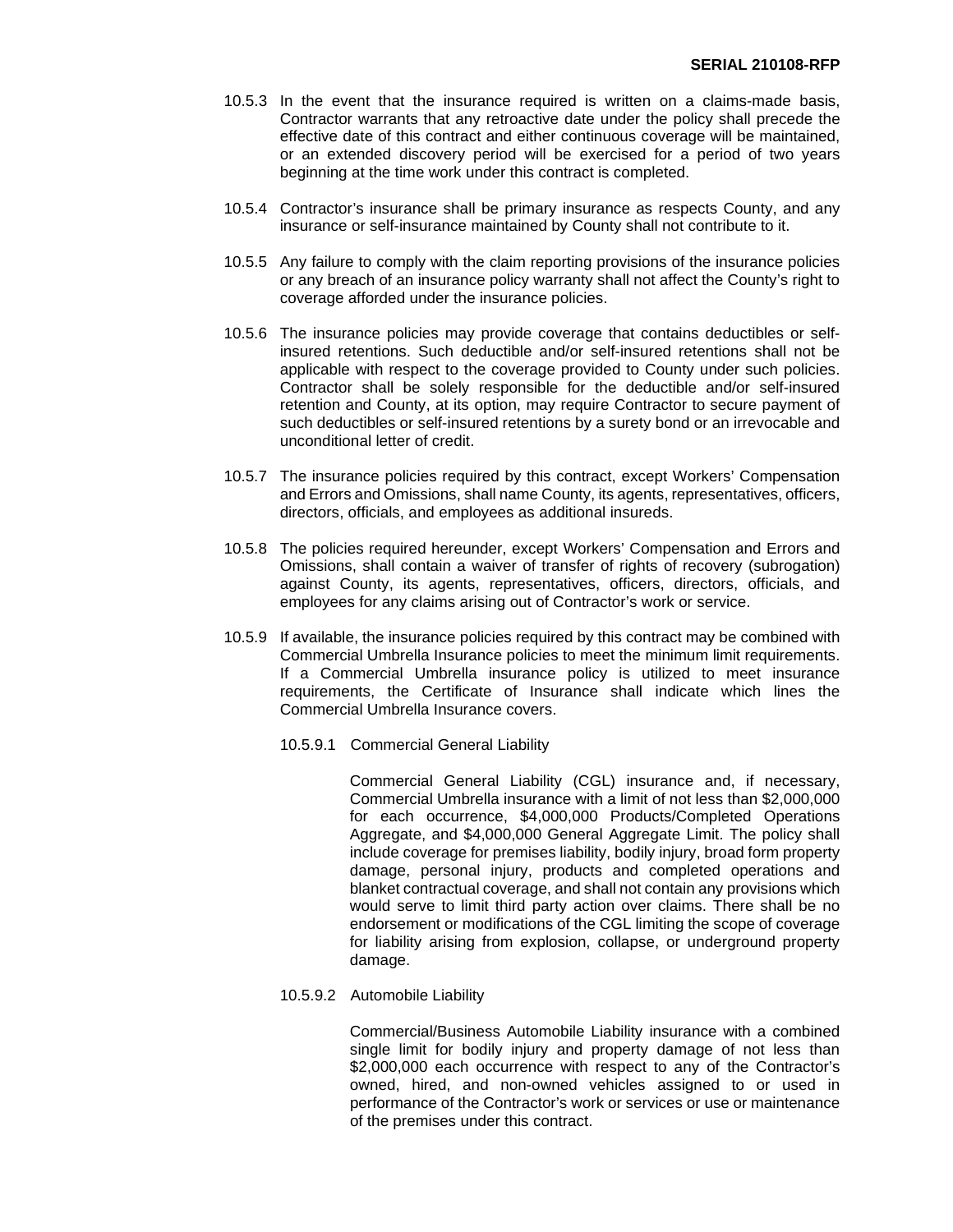10.5.3 In the event that the insurance required is written on a claims-made basis, Contractor warrants that any retroactive date under the policy shall precede the effective date of this contract and either continuous coverage will be maintained, or an extended discovery period will be exercised for a period of two years beginning at the time work under this contract is completed.

10.5.4 Contractor's insurance shall be primary insurance as respects County, and any insurance or self-insurance maintained by County shall not contribute to it.

10.5.5 Any failure to comply with the claim reporting provisions of the insurance policies or any breach of an insurance policy warranty shall not affect the County's right to coverage afforded under the insurance policies.

10.5.6 The insurance policies may provide coverage that contains deductibles or self-insured retentions. Such deductible and/or self-insured retentions shall not be applicable with respect to the coverage provided to County under such policies. Contractor shall be solely responsible for the deductible and/or self-insured retention and County, at its option, may require Contractor to secure payment of such deductibles or self-insured retentions by a surety bond or an irrevocable and unconditional letter of credit.

10.5.7 The insurance policies required by this contract, except Workers' Compensation and Errors and Omissions, shall name County, its agents, representatives, officers, directors, officials, and employees as additional insureds.

10.5.8 The policies required hereunder, except Workers' Compensation and Errors and Omissions, shall contain a waiver of transfer of rights of recovery (subrogation) against County, its agents, representatives, officers, directors, officials, and employees for any claims arising out of Contractor's work or service.

10.5.9 If available, the insurance policies required by this contract may be combined with Commercial Umbrella Insurance policies to meet the minimum limit requirements. If a Commercial Umbrella insurance policy is utilized to meet insurance requirements, the Certificate of Insurance shall indicate which lines the Commercial Umbrella Insurance covers.

10.5.9.1 Commercial General Liability

Commercial General Liability (CGL) insurance and, if necessary, Commercial Umbrella insurance with a limit of not less than $2,000,000 for each occurrence, $4,000,000 Products/Completed Operations Aggregate, and $4,000,000 General Aggregate Limit. The policy shall include coverage for premises liability, bodily injury, broad form property damage, personal injury, products and completed operations and blanket contractual coverage, and shall not contain any provisions which would serve to limit third party action over claims. There shall be no endorsement or modifications of the CGL limiting the scope of coverage for liability arising from explosion, collapse, or underground property damage.

10.5.9.2 Automobile Liability

Commercial/Business Automobile Liability insurance with a combined single limit for bodily injury and property damage of not less than $2,000,000 each occurrence with respect to any of the Contractor's owned, hired, and non-owned vehicles assigned to or used in performance of the Contractor's work or services or use or maintenance of the premises under this contract.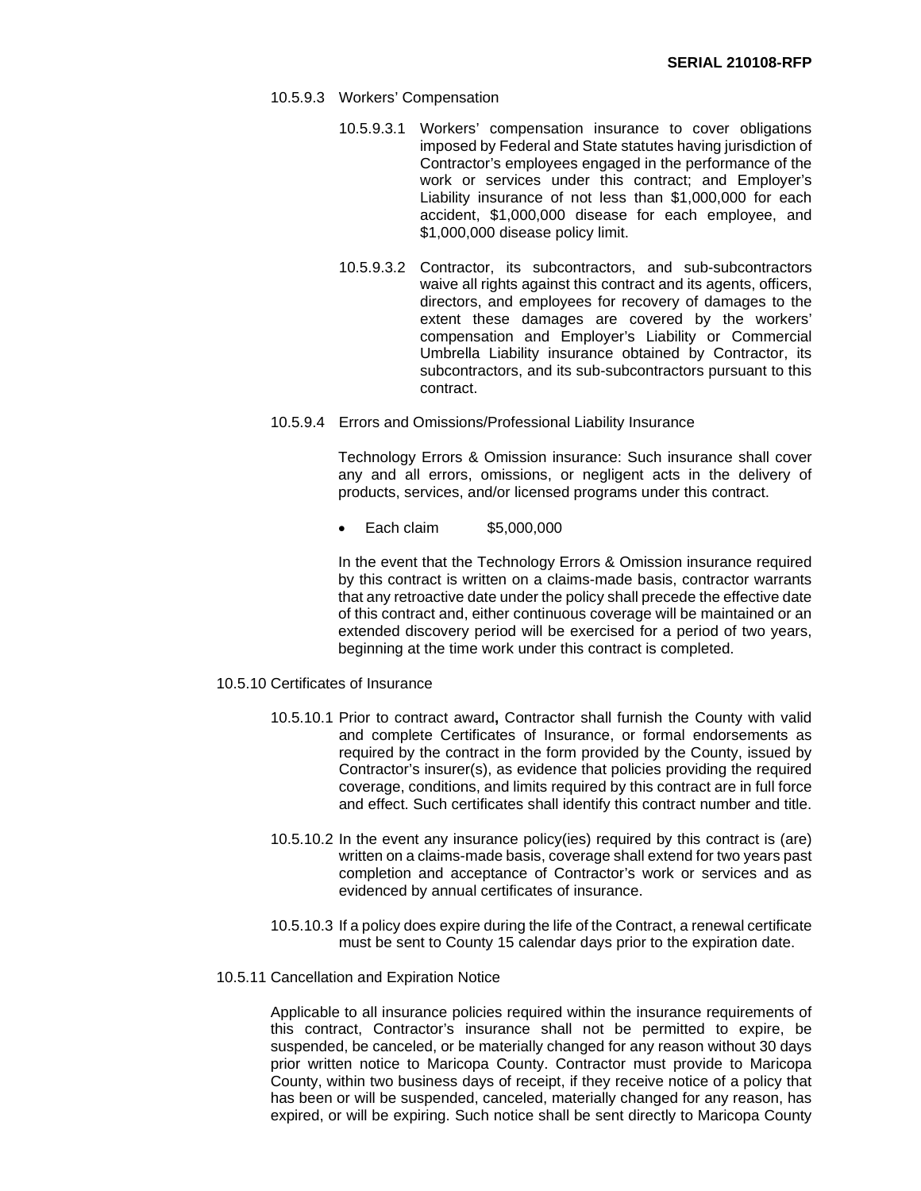10.5.9.3 Workers' Compensation

10.5.9.3.1 Workers' compensation insurance to cover obligations imposed by Federal and State statutes having jurisdiction of Contractor's employees engaged in the performance of the work or services under this contract; and Employer's Liability insurance of not less than $1,000,000 for each accident, $1,000,000 disease for each employee, and $1,000,000 disease policy limit.

10.5.9.3.2 Contractor, its subcontractors, and sub-subcontractors waive all rights against this contract and its agents, officers, directors, and employees for recovery of damages to the extent these damages are covered by the workers' compensation and Employer's Liability or Commercial Umbrella Liability insurance obtained by Contractor, its subcontractors, and its sub-subcontractors pursuant to this contract.

10.5.9.4 Errors and Omissions/Professional Liability Insurance

Technology Errors & Omission insurance: Such insurance shall cover any and all errors, omissions, or negligent acts in the delivery of products, services, and/or licensed programs under this contract.

- Each claim $5,000,000

In the event that the Technology Errors & Omission insurance required by this contract is written on a claims-made basis, contractor warrants that any retroactive date under the policy shall precede the effective date of this contract and, either continuous coverage will be maintained or an extended discovery period will be exercised for a period of two years, beginning at the time work under this contract is completed.

10.5.10 Certificates of Insurance

10.5.10.1 Prior to contract award**,** Contractor shall furnish the County with valid and complete Certificates of Insurance, or formal endorsements as required by the contract in the form provided by the County, issued by Contractor's insurer(s), as evidence that policies providing the required coverage, conditions, and limits required by this contract are in full force and effect. Such certificates shall identify this contract number and title.

10.5.10.2 In the event any insurance policy(ies) required by this contract is (are) written on a claims-made basis, coverage shall extend for two years past completion and acceptance of Contractor's work or services and as evidenced by annual certificates of insurance.

10.5.10.3 If a policy does expire during the life of the Contract, a renewal certificate must be sent to County 15 calendar days prior to the expiration date.

10.5.11 Cancellation and Expiration Notice

Applicable to all insurance policies required within the insurance requirements of this contract, Contractor's insurance shall not be permitted to expire, be suspended, be canceled, or be materially changed for any reason without 30 days prior written notice to Maricopa County. Contractor must provide to Maricopa County, within two business days of receipt, if they receive notice of a policy that has been or will be suspended, canceled, materially changed for any reason, has expired, or will be expiring. Such notice shall be sent directly to Maricopa County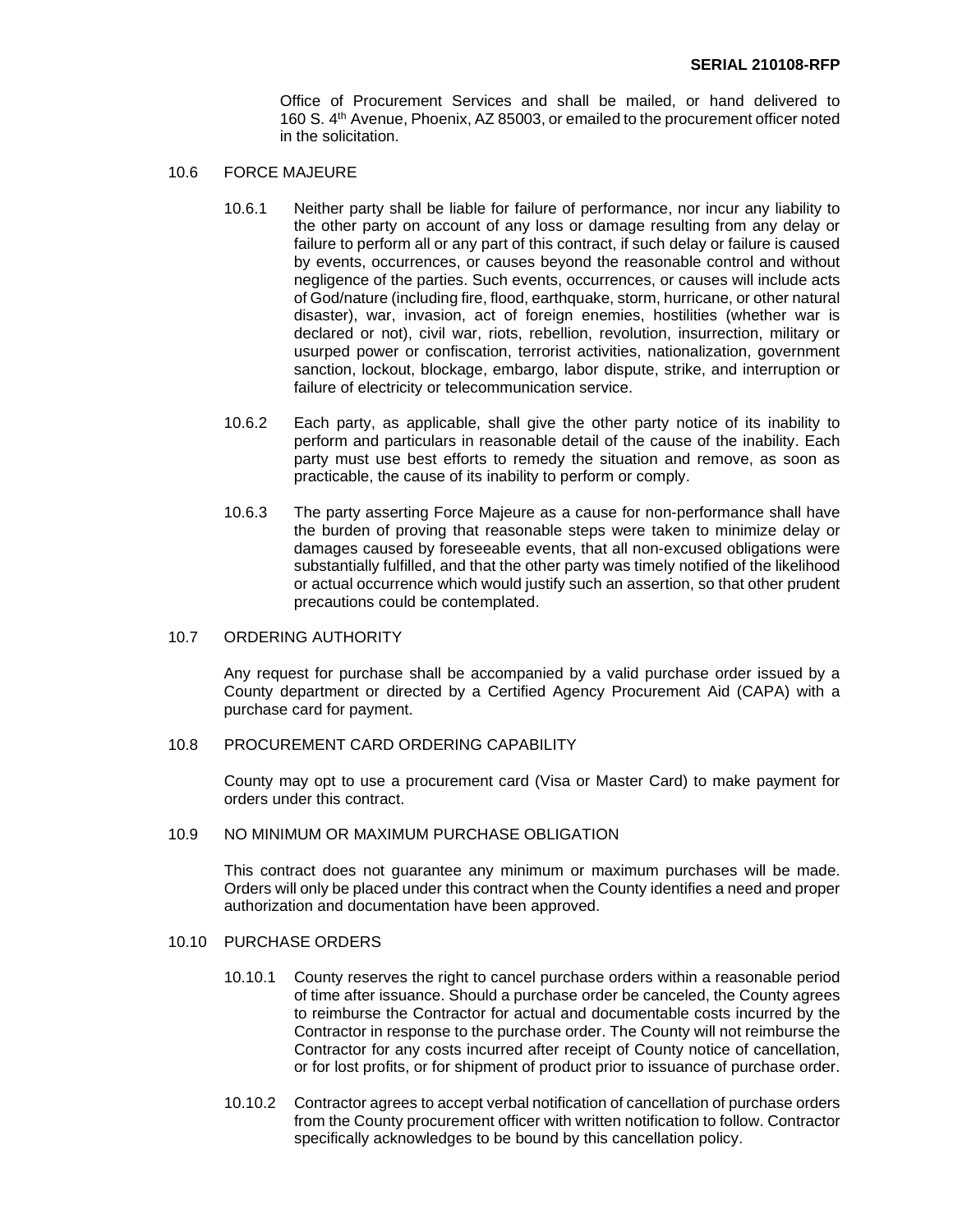Office of Procurement Services and shall be mailed, or hand delivered to 160 S. 4th Avenue, Phoenix, AZ 85003, or emailed to the procurement officer noted in the solicitation.

10.6 FORCE MAJEURE

10.6.1 Neither party shall be liable for failure of performance, nor incur any liability to the other party on account of any loss or damage resulting from any delay or failure to perform all or any part of this contract, if such delay or failure is caused by events, occurrences, or causes beyond the reasonable control and without negligence of the parties. Such events, occurrences, or causes will include acts of God/nature (including fire, flood, earthquake, storm, hurricane, or other natural disaster), war, invasion, act of foreign enemies, hostilities (whether war is declared or not), civil war, riots, rebellion, revolution, insurrection, military or usurped power or confiscation, terrorist activities, nationalization, government sanction, lockout, blockage, embargo, labor dispute, strike, and interruption or failure of electricity or telecommunication service.

10.6.2 Each party, as applicable, shall give the other party notice of its inability to perform and particulars in reasonable detail of the cause of the inability. Each party must use best efforts to remedy the situation and remove, as soon as practicable, the cause of its inability to perform or comply.

10.6.3 The party asserting Force Majeure as a cause for non-performance shall have the burden of proving that reasonable steps were taken to minimize delay or damages caused by foreseeable events, that all non-excused obligations were substantially fulfilled, and that the other party was timely notified of the likelihood or actual occurrence which would justify such an assertion, so that other prudent precautions could be contemplated.

10.7 ORDERING AUTHORITY

Any request for purchase shall be accompanied by a valid purchase order issued by a County department or directed by a Certified Agency Procurement Aid (CAPA) with a purchase card for payment.

10.8 PROCUREMENT CARD ORDERING CAPABILITY

County may opt to use a procurement card (Visa or Master Card) to make payment for orders under this contract.

10.9 NO MINIMUM OR MAXIMUM PURCHASE OBLIGATION

This contract does not guarantee any minimum or maximum purchases will be made. Orders will only be placed under this contract when the County identifies a need and proper authorization and documentation have been approved.

10.10 PURCHASE ORDERS

10.10.1 County reserves the right to cancel purchase orders within a reasonable period of time after issuance. Should a purchase order be canceled, the County agrees to reimburse the Contractor for actual and documentable costs incurred by the Contractor in response to the purchase order. The County will not reimburse the Contractor for any costs incurred after receipt of County notice of cancellation, or for lost profits, or for shipment of product prior to issuance of purchase order.

10.10.2 Contractor agrees to accept verbal notification of cancellation of purchase orders from the County procurement officer with written notification to follow. Contractor specifically acknowledges to be bound by this cancellation policy.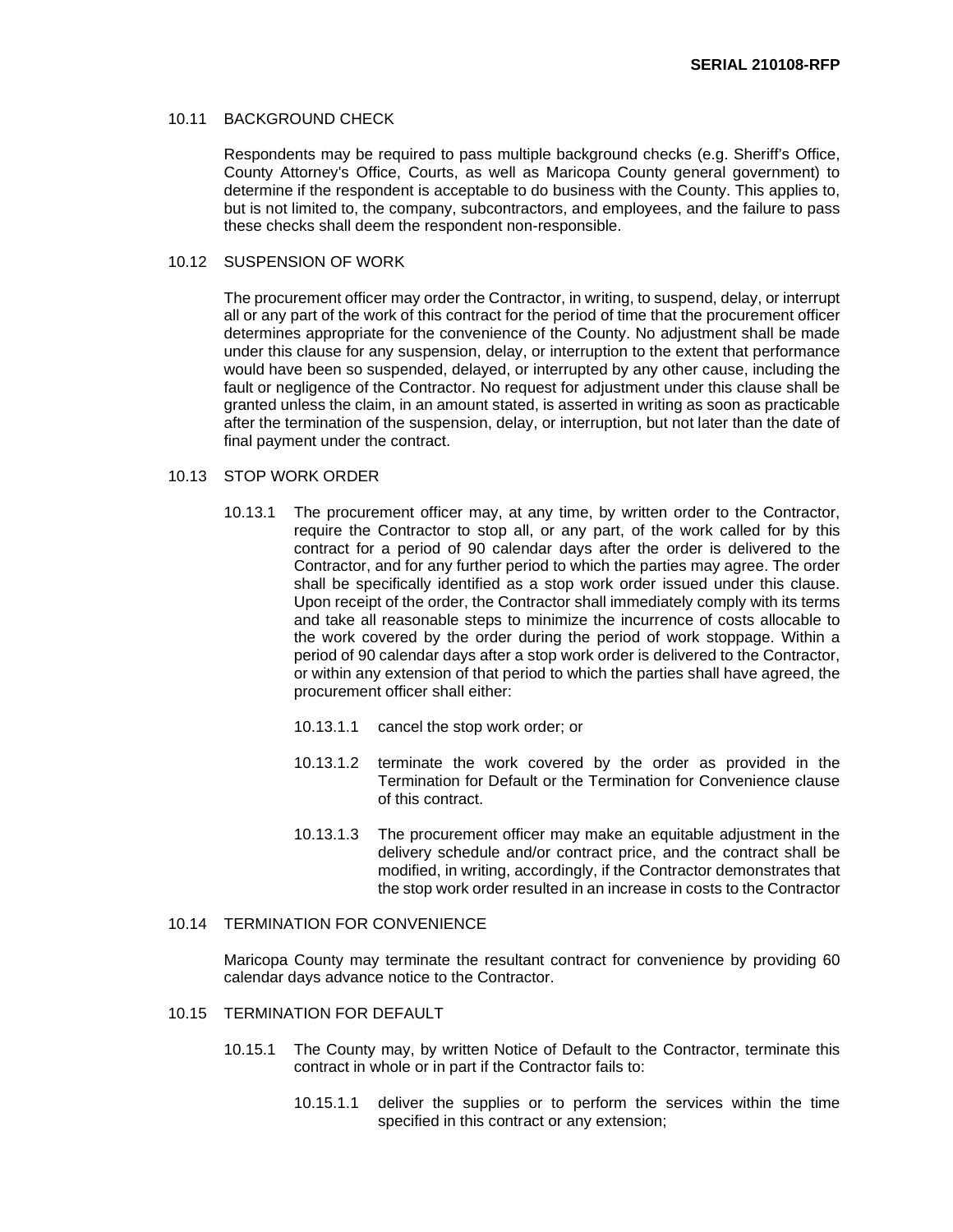### 10.11 BACKGROUND CHECK

Respondents may be required to pass multiple background checks (e.g. Sheriff's Office, County Attorney's Office, Courts, as well as Maricopa County general government) to determine if the respondent is acceptable to do business with the County. This applies to, but is not limited to, the company, subcontractors, and employees, and the failure to pass these checks shall deem the respondent non-responsible.

### 10.12 SUSPENSION OF WORK

The procurement officer may order the Contractor, in writing, to suspend, delay, or interrupt all or any part of the work of this contract for the period of time that the procurement officer determines appropriate for the convenience of the County. No adjustment shall be made under this clause for any suspension, delay, or interruption to the extent that performance would have been so suspended, delayed, or interrupted by any other cause, including the fault or negligence of the Contractor. No request for adjustment under this clause shall be granted unless the claim, in an amount stated, is asserted in writing as soon as practicable after the termination of the suspension, delay, or interruption, but not later than the date of final payment under the contract.

### 10.13 STOP WORK ORDER

10.13.1 The procurement officer may, at any time, by written order to the Contractor, require the Contractor to stop all, or any part, of the work called for by this contract for a period of 90 calendar days after the order is delivered to the Contractor, and for any further period to which the parties may agree. The order shall be specifically identified as a stop work order issued under this clause. Upon receipt of the order, the Contractor shall immediately comply with its terms and take all reasonable steps to minimize the incurrence of costs allocable to the work covered by the order during the period of work stoppage. Within a period of 90 calendar days after a stop work order is delivered to the Contractor, or within any extension of that period to which the parties shall have agreed, the procurement officer shall either:

10.13.1.1 cancel the stop work order; or

10.13.1.2 terminate the work covered by the order as provided in the Termination for Default or the Termination for Convenience clause of this contract.

10.13.1.3 The procurement officer may make an equitable adjustment in the delivery schedule and/or contract price, and the contract shall be modified, in writing, accordingly, if the Contractor demonstrates that the stop work order resulted in an increase in costs to the Contractor

### 10.14 TERMINATION FOR CONVENIENCE

Maricopa County may terminate the resultant contract for convenience by providing 60 calendar days advance notice to the Contractor.

### 10.15 TERMINATION FOR DEFAULT

10.15.1 The County may, by written Notice of Default to the Contractor, terminate this contract in whole or in part if the Contractor fails to:

10.15.1.1 deliver the supplies or to perform the services within the time specified in this contract or any extension;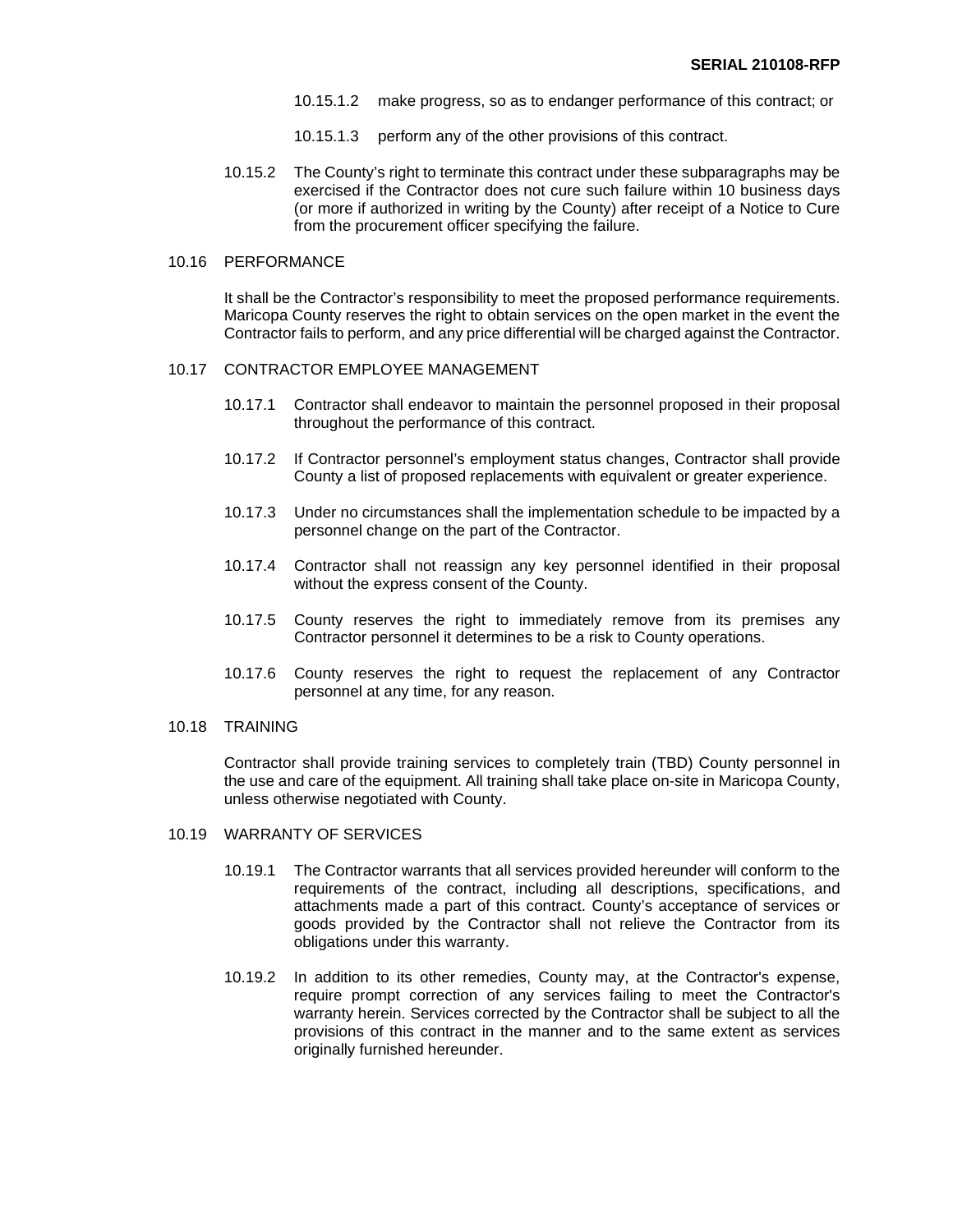10.15.1.2 make progress, so as to endanger performance of this contract; or

10.15.1.3 perform any of the other provisions of this contract.

10.15.2 The County's right to terminate this contract under these subparagraphs may be exercised if the Contractor does not cure such failure within 10 business days (or more if authorized in writing by the County) after receipt of a Notice to Cure from the procurement officer specifying the failure.

10.16 PERFORMANCE

It shall be the Contractor's responsibility to meet the proposed performance requirements. Maricopa County reserves the right to obtain services on the open market in the event the Contractor fails to perform, and any price differential will be charged against the Contractor.

10.17 CONTRACTOR EMPLOYEE MANAGEMENT

10.17.1 Contractor shall endeavor to maintain the personnel proposed in their proposal throughout the performance of this contract.

10.17.2 If Contractor personnel's employment status changes, Contractor shall provide County a list of proposed replacements with equivalent or greater experience.

10.17.3 Under no circumstances shall the implementation schedule to be impacted by a personnel change on the part of the Contractor.

10.17.4 Contractor shall not reassign any key personnel identified in their proposal without the express consent of the County.

10.17.5 County reserves the right to immediately remove from its premises any Contractor personnel it determines to be a risk to County operations.

10.17.6 County reserves the right to request the replacement of any Contractor personnel at any time, for any reason.

10.18 TRAINING

Contractor shall provide training services to completely train (TBD) County personnel in the use and care of the equipment. All training shall take place on-site in Maricopa County, unless otherwise negotiated with County.

10.19 WARRANTY OF SERVICES

10.19.1 The Contractor warrants that all services provided hereunder will conform to the requirements of the contract, including all descriptions, specifications, and attachments made a part of this contract. County's acceptance of services or goods provided by the Contractor shall not relieve the Contractor from its obligations under this warranty.

10.19.2 In addition to its other remedies, County may, at the Contractor's expense, require prompt correction of any services failing to meet the Contractor's warranty herein. Services corrected by the Contractor shall be subject to all the provisions of this contract in the manner and to the same extent as services originally furnished hereunder.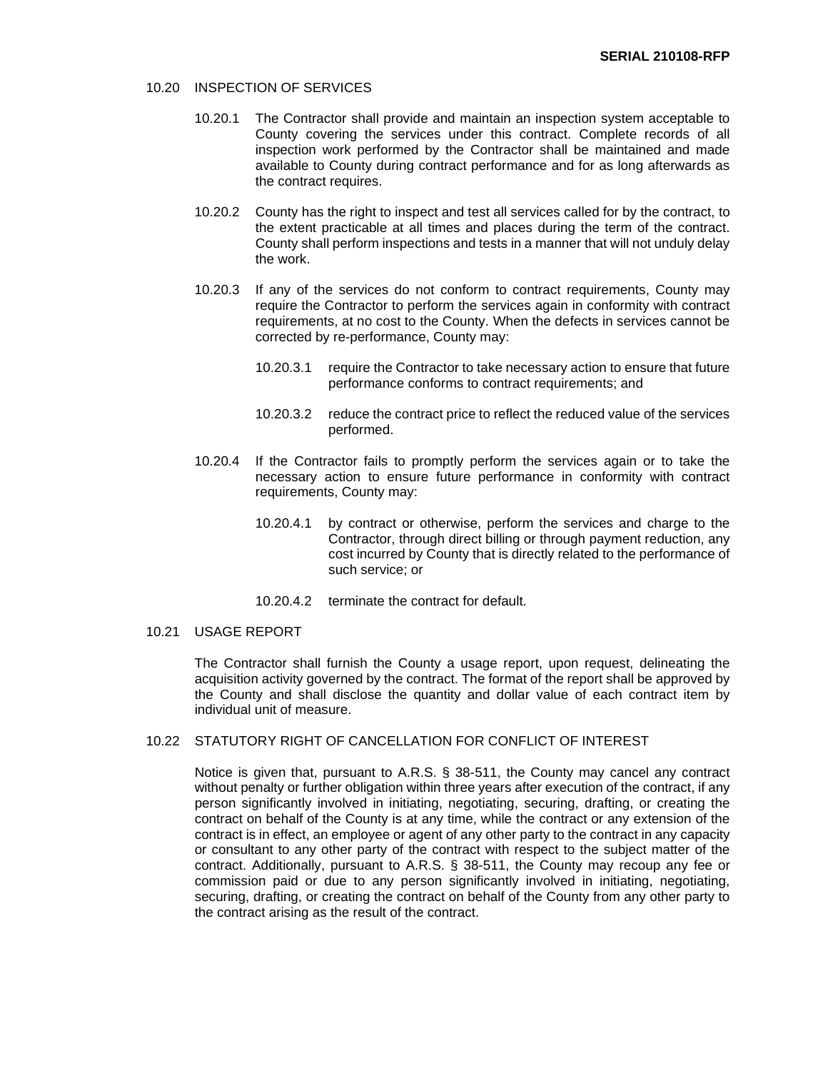## 10.20 INSPECTION OF SERVICES

10.20.1 The Contractor shall provide and maintain an inspection system acceptable to County covering the services under this contract. Complete records of all inspection work performed by the Contractor shall be maintained and made available to County during contract performance and for as long afterwards as the contract requires.

10.20.2 County has the right to inspect and test all services called for by the contract, to the extent practicable at all times and places during the term of the contract. County shall perform inspections and tests in a manner that will not unduly delay the work.

10.20.3 If any of the services do not conform to contract requirements, County may require the Contractor to perform the services again in conformity with contract requirements, at no cost to the County. When the defects in services cannot be corrected by re-performance, County may:

10.20.3.1 require the Contractor to take necessary action to ensure that future performance conforms to contract requirements; and

10.20.3.2 reduce the contract price to reflect the reduced value of the services performed.

10.20.4 If the Contractor fails to promptly perform the services again or to take the necessary action to ensure future performance in conformity with contract requirements, County may:

10.20.4.1 by contract or otherwise, perform the services and charge to the Contractor, through direct billing or through payment reduction, any cost incurred by County that is directly related to the performance of such service; or

10.20.4.2 terminate the contract for default.

## 10.21 USAGE REPORT

The Contractor shall furnish the County a usage report, upon request, delineating the acquisition activity governed by the contract. The format of the report shall be approved by the County and shall disclose the quantity and dollar value of each contract item by individual unit of measure.

## 10.22 STATUTORY RIGHT OF CANCELLATION FOR CONFLICT OF INTEREST

Notice is given that, pursuant to A.R.S. § 38-511, the County may cancel any contract without penalty or further obligation within three years after execution of the contract, if any person significantly involved in initiating, negotiating, securing, drafting, or creating the contract on behalf of the County is at any time, while the contract or any extension of the contract is in effect, an employee or agent of any other party to the contract in any capacity or consultant to any other party of the contract with respect to the subject matter of the contract. Additionally, pursuant to A.R.S. § 38-511, the County may recoup any fee or commission paid or due to any person significantly involved in initiating, negotiating, securing, drafting, or creating the contract on behalf of the County from any other party to the contract arising as the result of the contract.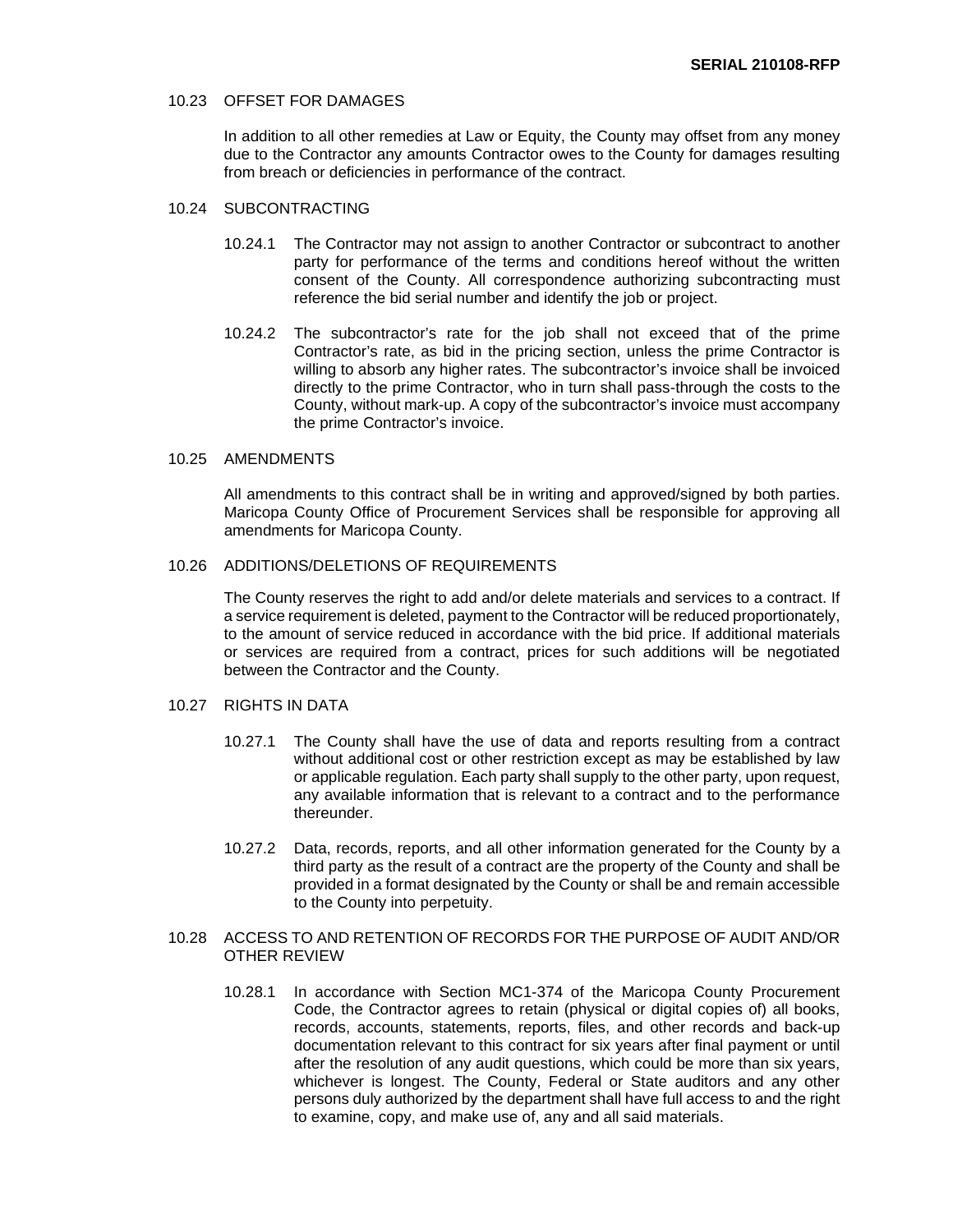### 10.23 OFFSET FOR DAMAGES

In addition to all other remedies at Law or Equity, the County may offset from any money due to the Contractor any amounts Contractor owes to the County for damages resulting from breach or deficiencies in performance of the contract.

### 10.24 SUBCONTRACTING

10.24.1 The Contractor may not assign to another Contractor or subcontract to another party for performance of the terms and conditions hereof without the written consent of the County. All correspondence authorizing subcontracting must reference the bid serial number and identify the job or project.

10.24.2 The subcontractor's rate for the job shall not exceed that of the prime Contractor's rate, as bid in the pricing section, unless the prime Contractor is willing to absorb any higher rates. The subcontractor's invoice shall be invoiced directly to the prime Contractor, who in turn shall pass-through the costs to the County, without mark-up. A copy of the subcontractor's invoice must accompany the prime Contractor's invoice.

### 10.25 AMENDMENTS

All amendments to this contract shall be in writing and approved/signed by both parties. Maricopa County Office of Procurement Services shall be responsible for approving all amendments for Maricopa County.

### 10.26 ADDITIONS/DELETIONS OF REQUIREMENTS

The County reserves the right to add and/or delete materials and services to a contract. If a service requirement is deleted, payment to the Contractor will be reduced proportionately, to the amount of service reduced in accordance with the bid price. If additional materials or services are required from a contract, prices for such additions will be negotiated between the Contractor and the County.

### 10.27 RIGHTS IN DATA

10.27.1 The County shall have the use of data and reports resulting from a contract without additional cost or other restriction except as may be established by law or applicable regulation. Each party shall supply to the other party, upon request, any available information that is relevant to a contract and to the performance thereunder.

10.27.2 Data, records, reports, and all other information generated for the County by a third party as the result of a contract are the property of the County and shall be provided in a format designated by the County or shall be and remain accessible to the County into perpetuity.

### 10.28 ACCESS TO AND RETENTION OF RECORDS FOR THE PURPOSE OF AUDIT AND/OR OTHER REVIEW

10.28.1 In accordance with Section MC1-374 of the Maricopa County Procurement Code, the Contractor agrees to retain (physical or digital copies of) all books, records, accounts, statements, reports, files, and other records and back-up documentation relevant to this contract for six years after final payment or until after the resolution of any audit questions, which could be more than six years, whichever is longest. The County, Federal or State auditors and any other persons duly authorized by the department shall have full access to and the right to examine, copy, and make use of, any and all said materials.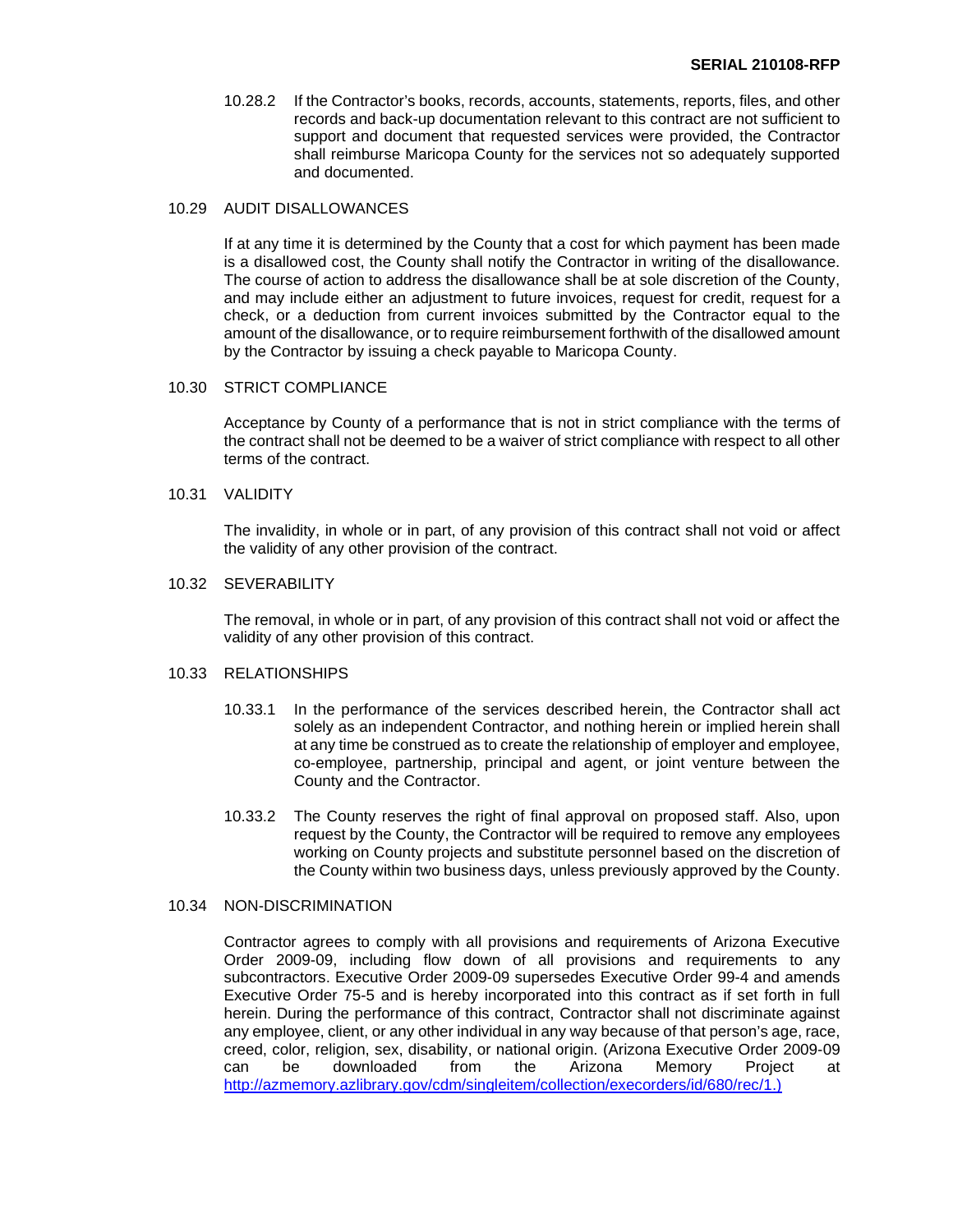10.28.2 If the Contractor's books, records, accounts, statements, reports, files, and other records and back-up documentation relevant to this contract are not sufficient to support and document that requested services were provided, the Contractor shall reimburse Maricopa County for the services not so adequately supported and documented.

### 10.29 AUDIT DISALLOWANCES

If at any time it is determined by the County that a cost for which payment has been made is a disallowed cost, the County shall notify the Contractor in writing of the disallowance. The course of action to address the disallowance shall be at sole discretion of the County, and may include either an adjustment to future invoices, request for credit, request for a check, or a deduction from current invoices submitted by the Contractor equal to the amount of the disallowance, or to require reimbursement forthwith of the disallowed amount by the Contractor by issuing a check payable to Maricopa County.

### 10.30 STRICT COMPLIANCE

Acceptance by County of a performance that is not in strict compliance with the terms of the contract shall not be deemed to be a waiver of strict compliance with respect to all other terms of the contract.

### 10.31 VALIDITY

The invalidity, in whole or in part, of any provision of this contract shall not void or affect the validity of any other provision of the contract.

### 10.32 SEVERABILITY

The removal, in whole or in part, of any provision of this contract shall not void or affect the validity of any other provision of this contract.

### 10.33 RELATIONSHIPS

10.33.1 In the performance of the services described herein, the Contractor shall act solely as an independent Contractor, and nothing herein or implied herein shall at any time be construed as to create the relationship of employer and employee, co-employee, partnership, principal and agent, or joint venture between the County and the Contractor.

10.33.2 The County reserves the right of final approval on proposed staff. Also, upon request by the County, the Contractor will be required to remove any employees working on County projects and substitute personnel based on the discretion of the County within two business days, unless previously approved by the County.

### 10.34 NON-DISCRIMINATION

Contractor agrees to comply with all provisions and requirements of Arizona Executive Order 2009-09, including flow down of all provisions and requirements to any subcontractors. Executive Order 2009-09 supersedes Executive Order 99-4 and amends Executive Order 75-5 and is hereby incorporated into this contract as if set forth in full herein. During the performance of this contract, Contractor shall not discriminate against any employee, client, or any other individual in any way because of that person's age, race, creed, color, religion, sex, disability, or national origin. (Arizona Executive Order 2009-09 can be downloaded from the Arizona Memory Project at http://azmemory.azlibrary.gov/cdm/singleitem/collection/execorders/id/680/rec/1.)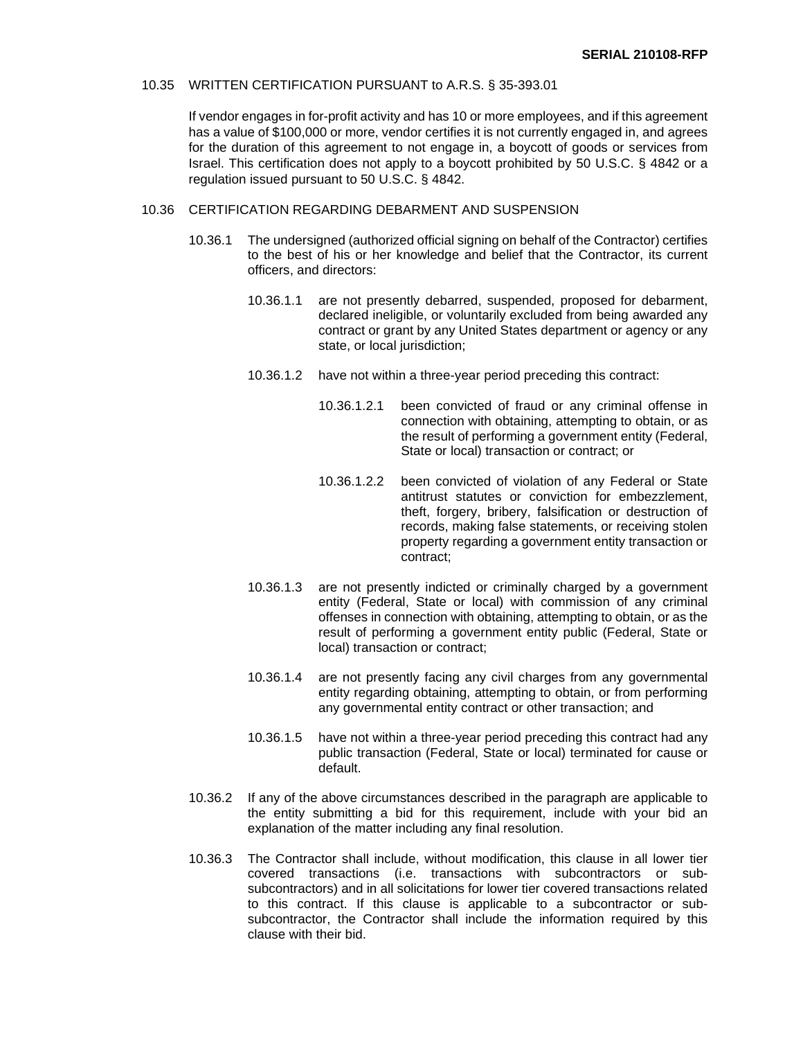10.35 WRITTEN CERTIFICATION PURSUANT to A.R.S. § 35-393.01

If vendor engages in for-profit activity and has 10 or more employees, and if this agreement has a value of $100,000 or more, vendor certifies it is not currently engaged in, and agrees for the duration of this agreement to not engage in, a boycott of goods or services from Israel. This certification does not apply to a boycott prohibited by 50 U.S.C. § 4842 or a regulation issued pursuant to 50 U.S.C. § 4842.

10.36 CERTIFICATION REGARDING DEBARMENT AND SUSPENSION

10.36.1 The undersigned (authorized official signing on behalf of the Contractor) certifies to the best of his or her knowledge and belief that the Contractor, its current officers, and directors:

10.36.1.1 are not presently debarred, suspended, proposed for debarment, declared ineligible, or voluntarily excluded from being awarded any contract or grant by any United States department or agency or any state, or local jurisdiction;

10.36.1.2 have not within a three-year period preceding this contract:

10.36.1.2.1 been convicted of fraud or any criminal offense in connection with obtaining, attempting to obtain, or as the result of performing a government entity (Federal, State or local) transaction or contract; or

10.36.1.2.2 been convicted of violation of any Federal or State antitrust statutes or conviction for embezzlement, theft, forgery, bribery, falsification or destruction of records, making false statements, or receiving stolen property regarding a government entity transaction or contract;

10.36.1.3 are not presently indicted or criminally charged by a government entity (Federal, State or local) with commission of any criminal offenses in connection with obtaining, attempting to obtain, or as the result of performing a government entity public (Federal, State or local) transaction or contract;

10.36.1.4 are not presently facing any civil charges from any governmental entity regarding obtaining, attempting to obtain, or from performing any governmental entity contract or other transaction; and

10.36.1.5 have not within a three-year period preceding this contract had any public transaction (Federal, State or local) terminated for cause or default.

10.36.2 If any of the above circumstances described in the paragraph are applicable to the entity submitting a bid for this requirement, include with your bid an explanation of the matter including any final resolution.

10.36.3 The Contractor shall include, without modification, this clause in all lower tier covered transactions (i.e. transactions with subcontractors or sub-subcontractors) and in all solicitations for lower tier covered transactions related to this contract. If this clause is applicable to a subcontractor or sub-subcontractor, the Contractor shall include the information required by this clause with their bid.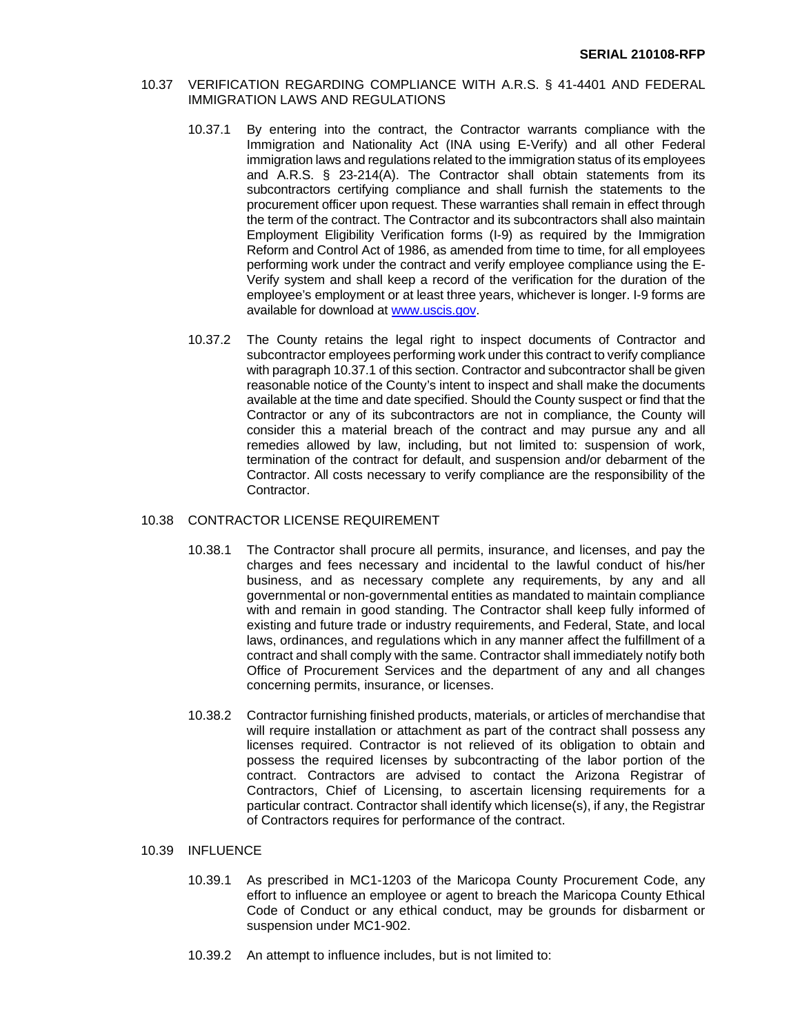## 10.37 VERIFICATION REGARDING COMPLIANCE WITH A.R.S. § 41-4401 AND FEDERAL IMMIGRATION LAWS AND REGULATIONS

10.37.1 By entering into the contract, the Contractor warrants compliance with the Immigration and Nationality Act (INA using E-Verify) and all other Federal immigration laws and regulations related to the immigration status of its employees and A.R.S. § 23-214(A). The Contractor shall obtain statements from its subcontractors certifying compliance and shall furnish the statements to the procurement officer upon request. These warranties shall remain in effect through the term of the contract. The Contractor and its subcontractors shall also maintain Employment Eligibility Verification forms (I-9) as required by the Immigration Reform and Control Act of 1986, as amended from time to time, for all employees performing work under the contract and verify employee compliance using the E-Verify system and shall keep a record of the verification for the duration of the employee's employment or at least three years, whichever is longer. I-9 forms are available for download at www.uscis.gov.

10.37.2 The County retains the legal right to inspect documents of Contractor and subcontractor employees performing work under this contract to verify compliance with paragraph 10.37.1 of this section. Contractor and subcontractor shall be given reasonable notice of the County's intent to inspect and shall make the documents available at the time and date specified. Should the County suspect or find that the Contractor or any of its subcontractors are not in compliance, the County will consider this a material breach of the contract and may pursue any and all remedies allowed by law, including, but not limited to: suspension of work, termination of the contract for default, and suspension and/or debarment of the Contractor. All costs necessary to verify compliance are the responsibility of the Contractor.

## 10.38 CONTRACTOR LICENSE REQUIREMENT

10.38.1 The Contractor shall procure all permits, insurance, and licenses, and pay the charges and fees necessary and incidental to the lawful conduct of his/her business, and as necessary complete any requirements, by any and all governmental or non-governmental entities as mandated to maintain compliance with and remain in good standing. The Contractor shall keep fully informed of existing and future trade or industry requirements, and Federal, State, and local laws, ordinances, and regulations which in any manner affect the fulfillment of a contract and shall comply with the same. Contractor shall immediately notify both Office of Procurement Services and the department of any and all changes concerning permits, insurance, or licenses.

10.38.2 Contractor furnishing finished products, materials, or articles of merchandise that will require installation or attachment as part of the contract shall possess any licenses required. Contractor is not relieved of its obligation to obtain and possess the required licenses by subcontracting of the labor portion of the contract. Contractors are advised to contact the Arizona Registrar of Contractors, Chief of Licensing, to ascertain licensing requirements for a particular contract. Contractor shall identify which license(s), if any, the Registrar of Contractors requires for performance of the contract.

## 10.39 INFLUENCE

10.39.1 As prescribed in MC1-1203 of the Maricopa County Procurement Code, any effort to influence an employee or agent to breach the Maricopa County Ethical Code of Conduct or any ethical conduct, may be grounds for disbarment or suspension under MC1-902.

10.39.2 An attempt to influence includes, but is not limited to: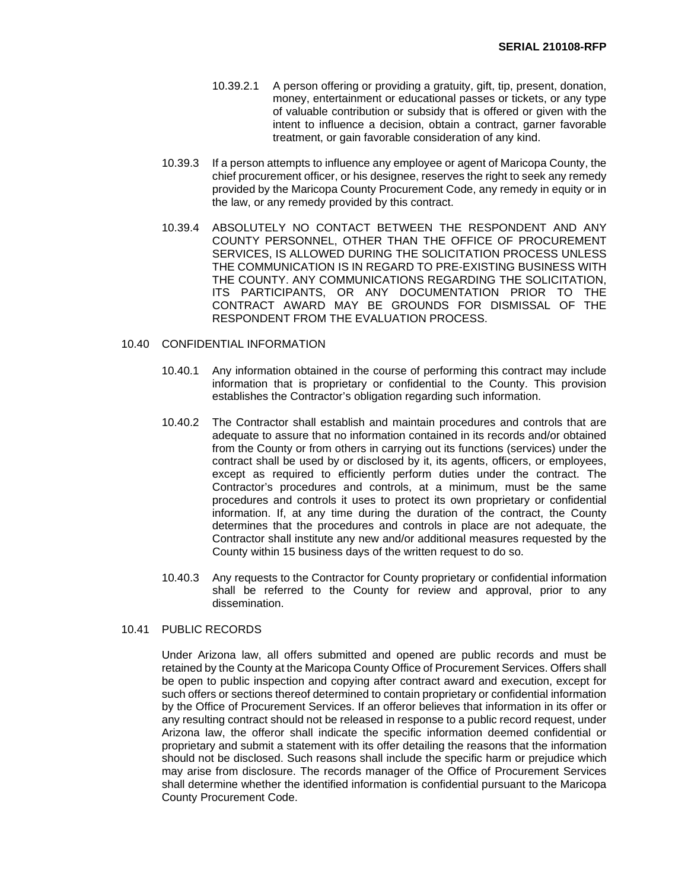10.39.2.1 A person offering or providing a gratuity, gift, tip, present, donation, money, entertainment or educational passes or tickets, or any type of valuable contribution or subsidy that is offered or given with the intent to influence a decision, obtain a contract, garner favorable treatment, or gain favorable consideration of any kind.

10.39.3 If a person attempts to influence any employee or agent of Maricopa County, the chief procurement officer, or his designee, reserves the right to seek any remedy provided by the Maricopa County Procurement Code, any remedy in equity or in the law, or any remedy provided by this contract.

10.39.4 ABSOLUTELY NO CONTACT BETWEEN THE RESPONDENT AND ANY COUNTY PERSONNEL, OTHER THAN THE OFFICE OF PROCUREMENT SERVICES, IS ALLOWED DURING THE SOLICITATION PROCESS UNLESS THE COMMUNICATION IS IN REGARD TO PRE-EXISTING BUSINESS WITH THE COUNTY. ANY COMMUNICATIONS REGARDING THE SOLICITATION, ITS PARTICIPANTS, OR ANY DOCUMENTATION PRIOR TO THE CONTRACT AWARD MAY BE GROUNDS FOR DISMISSAL OF THE RESPONDENT FROM THE EVALUATION PROCESS.

10.40 CONFIDENTIAL INFORMATION

10.40.1 Any information obtained in the course of performing this contract may include information that is proprietary or confidential to the County. This provision establishes the Contractor's obligation regarding such information.

10.40.2 The Contractor shall establish and maintain procedures and controls that are adequate to assure that no information contained in its records and/or obtained from the County or from others in carrying out its functions (services) under the contract shall be used by or disclosed by it, its agents, officers, or employees, except as required to efficiently perform duties under the contract. The Contractor's procedures and controls, at a minimum, must be the same procedures and controls it uses to protect its own proprietary or confidential information. If, at any time during the duration of the contract, the County determines that the procedures and controls in place are not adequate, the Contractor shall institute any new and/or additional measures requested by the County within 15 business days of the written request to do so.

10.40.3 Any requests to the Contractor for County proprietary or confidential information shall be referred to the County for review and approval, prior to any dissemination.

10.41 PUBLIC RECORDS

Under Arizona law, all offers submitted and opened are public records and must be retained by the County at the Maricopa County Office of Procurement Services. Offers shall be open to public inspection and copying after contract award and execution, except for such offers or sections thereof determined to contain proprietary or confidential information by the Office of Procurement Services. If an offeror believes that information in its offer or any resulting contract should not be released in response to a public record request, under Arizona law, the offeror shall indicate the specific information deemed confidential or proprietary and submit a statement with its offer detailing the reasons that the information should not be disclosed. Such reasons shall include the specific harm or prejudice which may arise from disclosure. The records manager of the Office of Procurement Services shall determine whether the identified information is confidential pursuant to the Maricopa County Procurement Code.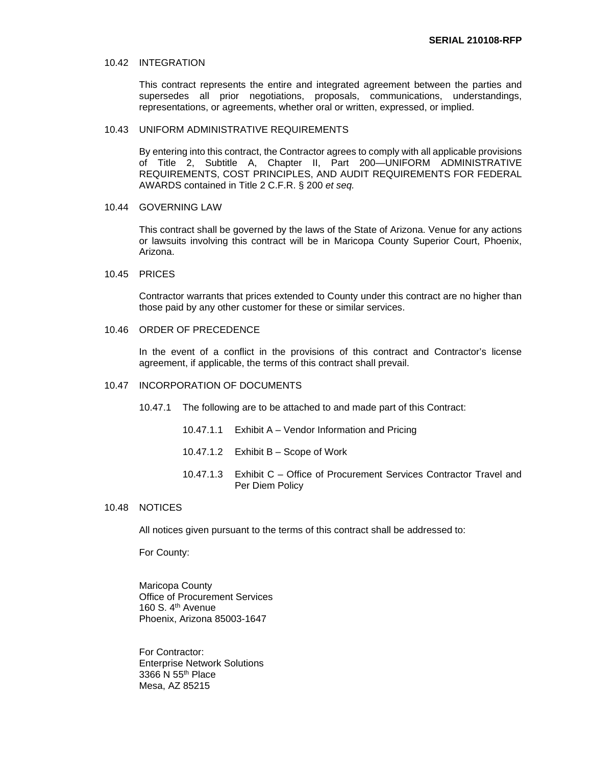### 10.42 INTEGRATION

This contract represents the entire and integrated agreement between the parties and supersedes all prior negotiations, proposals, communications, understandings, representations, or agreements, whether oral or written, expressed, or implied.

### 10.43 UNIFORM ADMINISTRATIVE REQUIREMENTS

By entering into this contract, the Contractor agrees to comply with all applicable provisions of Title 2, Subtitle A, Chapter II, Part 200—UNIFORM ADMINISTRATIVE REQUIREMENTS, COST PRINCIPLES, AND AUDIT REQUIREMENTS FOR FEDERAL AWARDS contained in Title 2 C.F.R. § 200 *et seq.*

### 10.44 GOVERNING LAW

This contract shall be governed by the laws of the State of Arizona. Venue for any actions or lawsuits involving this contract will be in Maricopa County Superior Court, Phoenix, Arizona.

### 10.45 PRICES

Contractor warrants that prices extended to County under this contract are no higher than those paid by any other customer for these or similar services.

### 10.46 ORDER OF PRECEDENCE

In the event of a conflict in the provisions of this contract and Contractor's license agreement, if applicable, the terms of this contract shall prevail.

### 10.47 INCORPORATION OF DOCUMENTS

10.47.1 The following are to be attached to and made part of this Contract:

- 10.47.1.1 Exhibit A – Vendor Information and Pricing
- 10.47.1.2 Exhibit B – Scope of Work
- 10.47.1.3 Exhibit C – Office of Procurement Services Contractor Travel and Per Diem Policy

### 10.48 NOTICES

All notices given pursuant to the terms of this contract shall be addressed to:

For County:

Maricopa County
Office of Procurement Services
160 S. 4th Avenue
Phoenix, Arizona 85003-1647

For Contractor:
Enterprise Network Solutions
3366 N 55th Place
Mesa, AZ 85215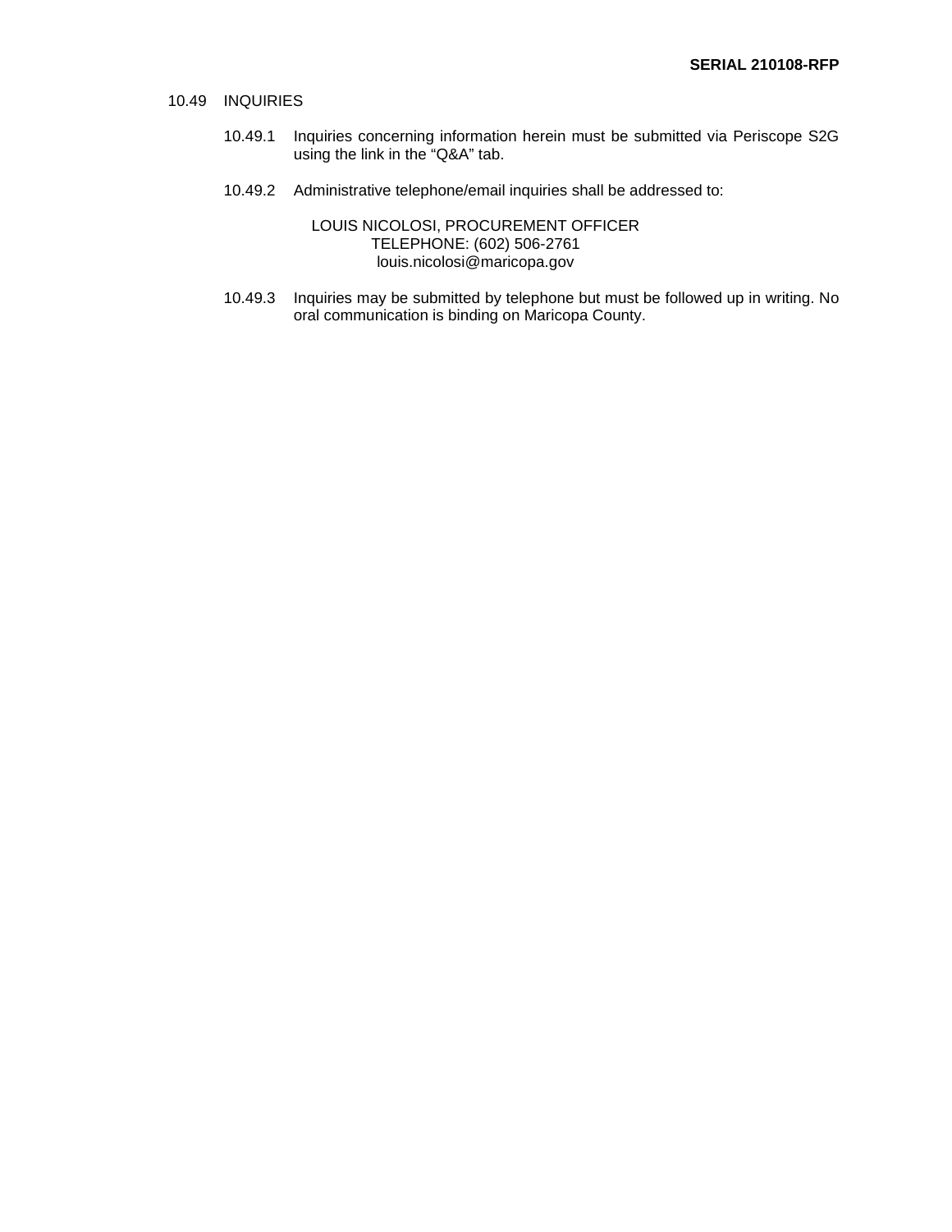10.49 INQUIRIES

10.49.1 Inquiries concerning information herein must be submitted via Periscope S2G using the link in the "Q&A" tab.

10.49.2 Administrative telephone/email inquiries shall be addressed to:

LOUIS NICOLOSI, PROCUREMENT OFFICER
TELEPHONE: (602) 506-2761
louis.nicolosi@maricopa.gov

10.49.3 Inquiries may be submitted by telephone but must be followed up in writing. No oral communication is binding on Maricopa County.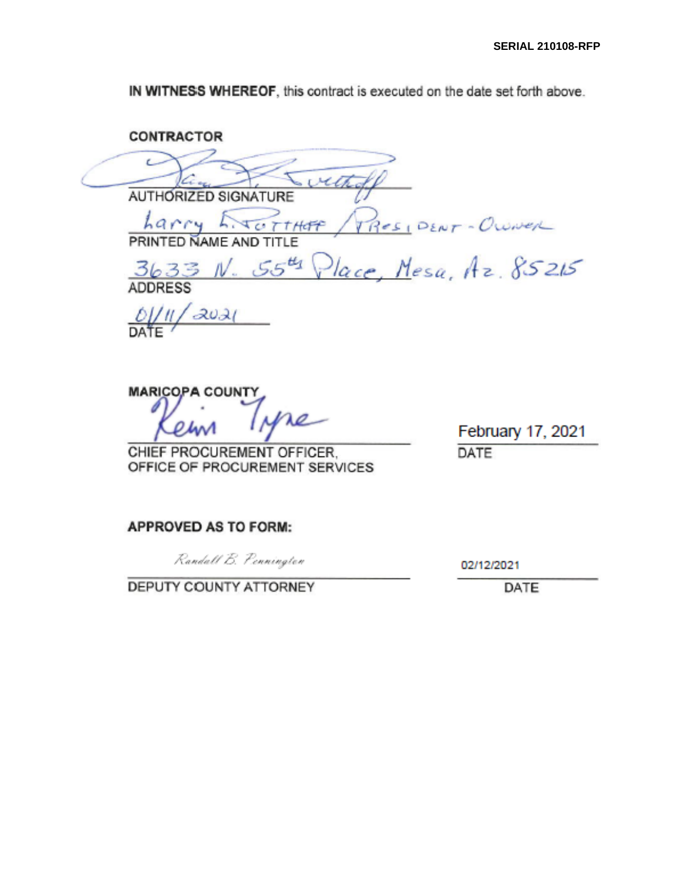IN WITNESS WHEREOF, this contract is executed on the date set forth above.

**CONTRACTOR**

AUTHORIZED SIGNATURE

Larry L. Rotthoff / President - Owner
PRINTED NAME AND TITLE

3633 N. 55th Place, Mesa, Az. 85215
ADDRESS

01/11/2021
DATE

**MARICOPA COUNTY**

CHIEF PROCUREMENT OFFICER,
OFFICE OF PROCUREMENT SERVICES

February 17, 2021
DATE

**APPROVED AS TO FORM:**

Randall B. Pennington
DEPUTY COUNTY ATTORNEY

02/12/2021
DATE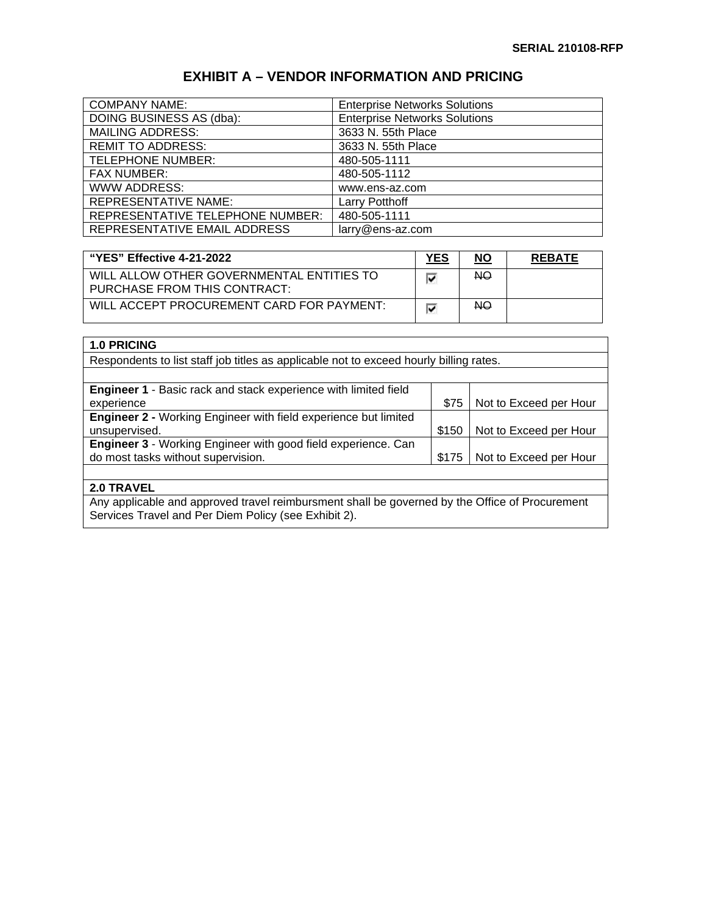SERIAL 210108-RFP

# EXHIBIT A – VENDOR INFORMATION AND PRICING

| | |
|---|---|
| COMPANY NAME: | Enterprise Networks Solutions |
| DOING BUSINESS AS (dba): | Enterprise Networks Solutions |
| MAILING ADDRESS: | 3633 N. 55th Place |
| REMIT TO ADDRESS: | 3633 N. 55th Place |
| TELEPHONE NUMBER: | 480-505-1111 |
| FAX NUMBER: | 480-505-1112 |
| WWW ADDRESS: | www.ens-az.com |
| REPRESENTATIVE NAME: | Larry Potthoff |
| REPRESENTATIVE TELEPHONE NUMBER: | 480-505-1111 |
| REPRESENTATIVE EMAIL ADDRESS | larry@ens-az.com |

| **"YES" Effective 4-21-2022** | **YES** | **NO** | **REBATE** |
|---|---|---|---|
| WILL ALLOW OTHER GOVERNMENTAL ENTITIES TO PURCHASE FROM THIS CONTRACT: | ☑ | ~~NO~~ | |
| WILL ACCEPT PROCUREMENT CARD FOR PAYMENT: | ☑ | ~~NO~~ | |

| **1.0 PRICING** | | |
|---|---|---|
| Respondents to list staff job titles as applicable not to exceed hourly billing rates. | | |
| | | |
| **Engineer 1** - Basic rack and stack experience with limited field experience | $75 | Not to Exceed per Hour |
| **Engineer 2 -** Working Engineer with field experience but limited unsupervised. | $150 | Not to Exceed per Hour |
| **Engineer 3** - Working Engineer with good field experience. Can do most tasks without supervision. | $175 | Not to Exceed per Hour |
| | | |
| **2.0 TRAVEL** | | |
| Any applicable and approved travel reimbursment shall be governed by the Office of Procurement Services Travel and Per Diem Policy (see Exhibit 2). | | |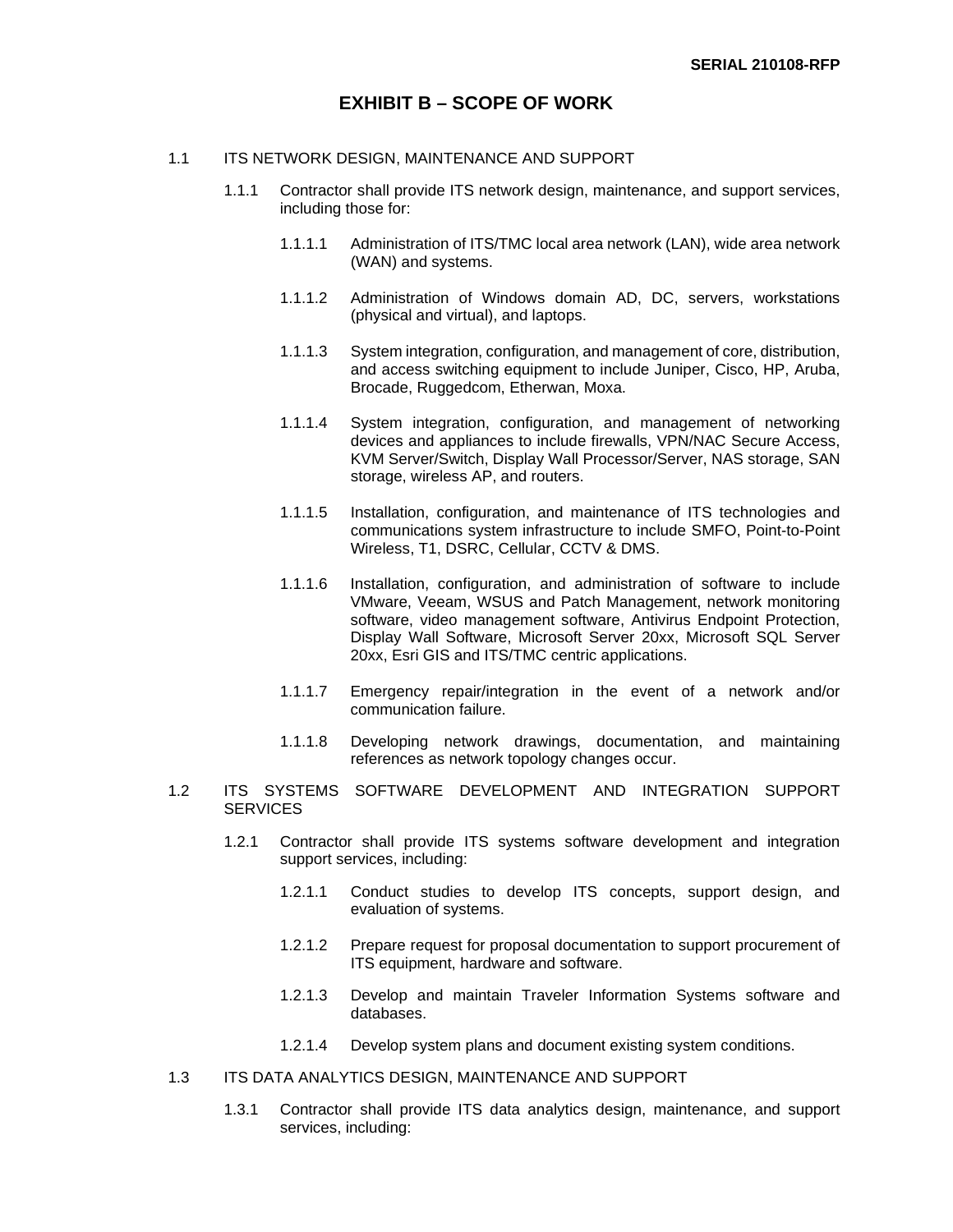# EXHIBIT B – SCOPE OF WORK

1.1 ITS NETWORK DESIGN, MAINTENANCE AND SUPPORT

1.1.1 Contractor shall provide ITS network design, maintenance, and support services, including those for:

1.1.1.1 Administration of ITS/TMC local area network (LAN), wide area network (WAN) and systems.

1.1.1.2 Administration of Windows domain AD, DC, servers, workstations (physical and virtual), and laptops.

1.1.1.3 System integration, configuration, and management of core, distribution, and access switching equipment to include Juniper, Cisco, HP, Aruba, Brocade, Ruggedcom, Etherwan, Moxa.

1.1.1.4 System integration, configuration, and management of networking devices and appliances to include firewalls, VPN/NAC Secure Access, KVM Server/Switch, Display Wall Processor/Server, NAS storage, SAN storage, wireless AP, and routers.

1.1.1.5 Installation, configuration, and maintenance of ITS technologies and communications system infrastructure to include SMFO, Point-to-Point Wireless, T1, DSRC, Cellular, CCTV & DMS.

1.1.1.6 Installation, configuration, and administration of software to include VMware, Veeam, WSUS and Patch Management, network monitoring software, video management software, Antivirus Endpoint Protection, Display Wall Software, Microsoft Server 20xx, Microsoft SQL Server 20xx, Esri GIS and ITS/TMC centric applications.

1.1.1.7 Emergency repair/integration in the event of a network and/or communication failure.

1.1.1.8 Developing network drawings, documentation, and maintaining references as network topology changes occur.

1.2 ITS SYSTEMS SOFTWARE DEVELOPMENT AND INTEGRATION SUPPORT SERVICES

1.2.1 Contractor shall provide ITS systems software development and integration support services, including:

1.2.1.1 Conduct studies to develop ITS concepts, support design, and evaluation of systems.

1.2.1.2 Prepare request for proposal documentation to support procurement of ITS equipment, hardware and software.

1.2.1.3 Develop and maintain Traveler Information Systems software and databases.

1.2.1.4 Develop system plans and document existing system conditions.

1.3 ITS DATA ANALYTICS DESIGN, MAINTENANCE AND SUPPORT

1.3.1 Contractor shall provide ITS data analytics design, maintenance, and support services, including: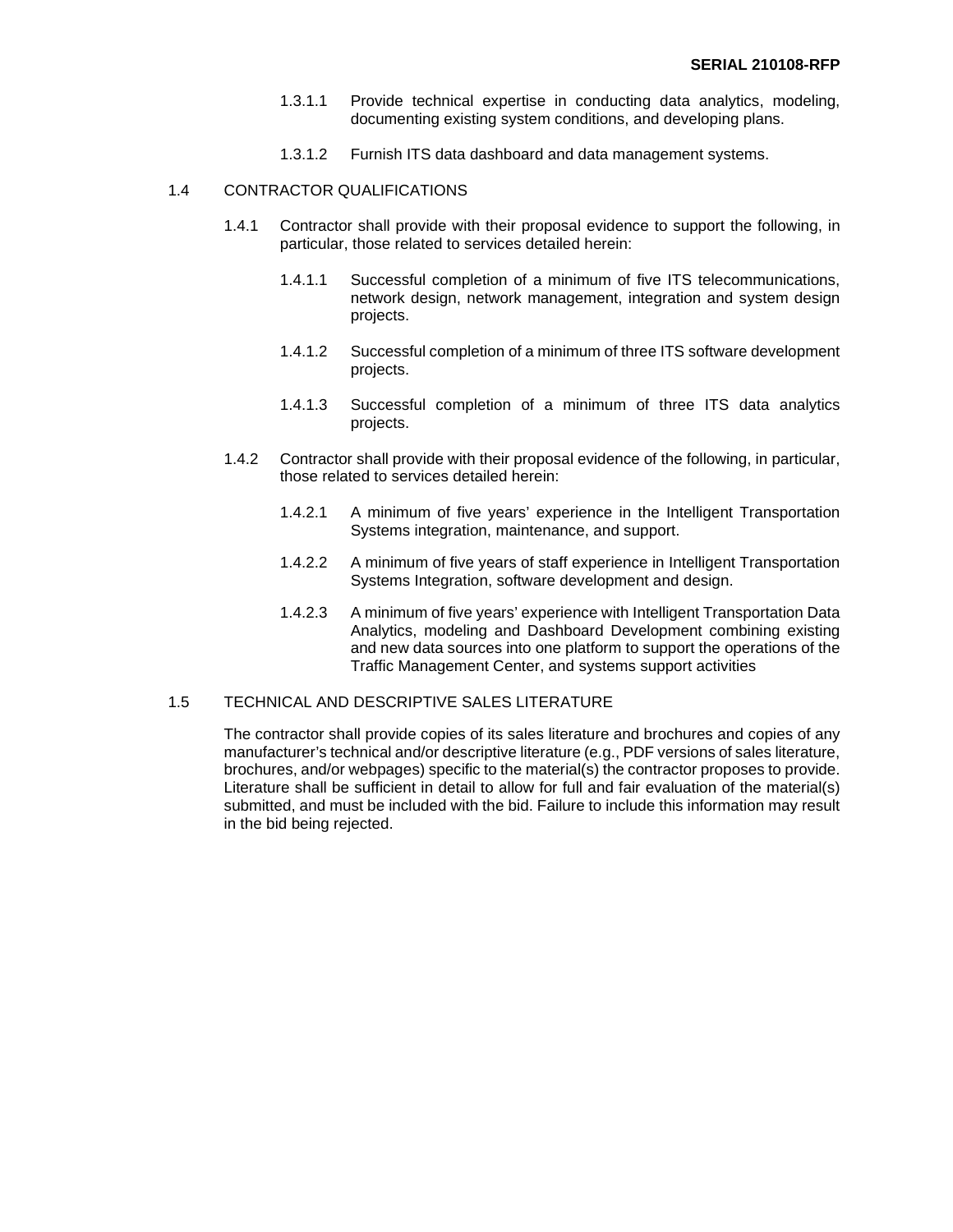1.3.1.1 Provide technical expertise in conducting data analytics, modeling, documenting existing system conditions, and developing plans.

1.3.1.2 Furnish ITS data dashboard and data management systems.

## 1.4 CONTRACTOR QUALIFICATIONS

1.4.1 Contractor shall provide with their proposal evidence to support the following, in particular, those related to services detailed herein:

1.4.1.1 Successful completion of a minimum of five ITS telecommunications, network design, network management, integration and system design projects.

1.4.1.2 Successful completion of a minimum of three ITS software development projects.

1.4.1.3 Successful completion of a minimum of three ITS data analytics projects.

1.4.2 Contractor shall provide with their proposal evidence of the following, in particular, those related to services detailed herein:

1.4.2.1 A minimum of five years' experience in the Intelligent Transportation Systems integration, maintenance, and support.

1.4.2.2 A minimum of five years of staff experience in Intelligent Transportation Systems Integration, software development and design.

1.4.2.3 A minimum of five years' experience with Intelligent Transportation Data Analytics, modeling and Dashboard Development combining existing and new data sources into one platform to support the operations of the Traffic Management Center, and systems support activities

## 1.5 TECHNICAL AND DESCRIPTIVE SALES LITERATURE

The contractor shall provide copies of its sales literature and brochures and copies of any manufacturer's technical and/or descriptive literature (e.g., PDF versions of sales literature, brochures, and/or webpages) specific to the material(s) the contractor proposes to provide. Literature shall be sufficient in detail to allow for full and fair evaluation of the material(s) submitted, and must be included with the bid. Failure to include this information may result in the bid being rejected.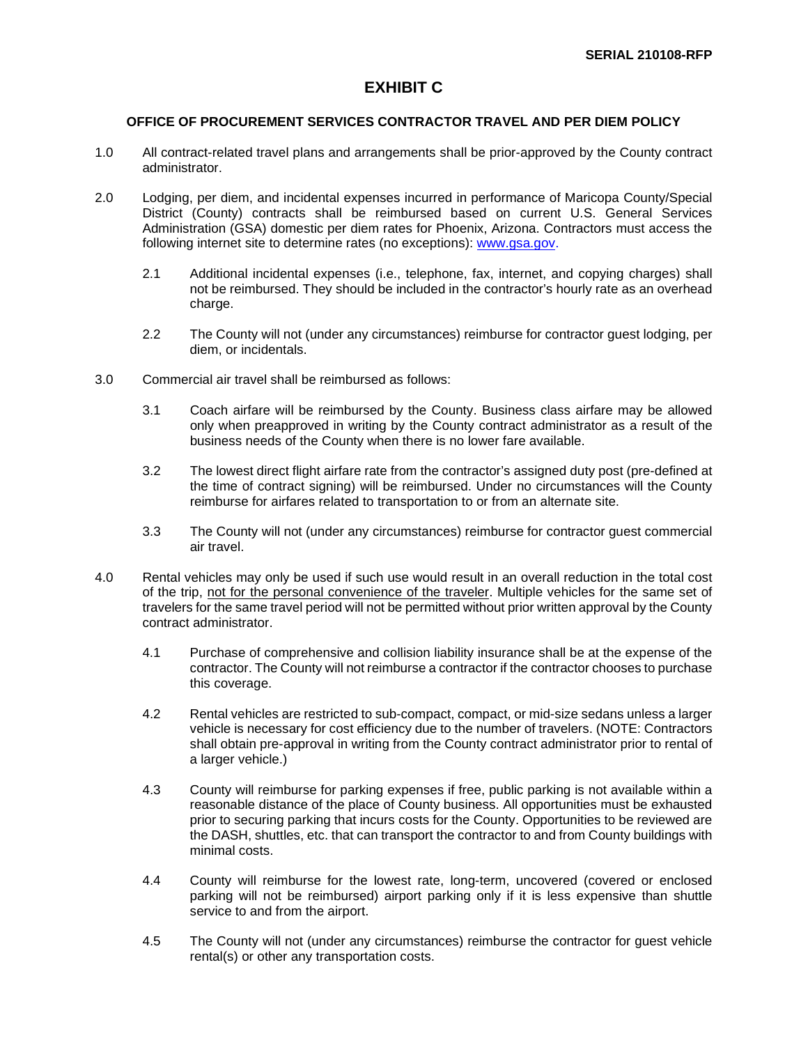SERIAL 210108-RFP

# EXHIBIT C

## OFFICE OF PROCUREMENT SERVICES CONTRACTOR TRAVEL AND PER DIEM POLICY

1.0 All contract-related travel plans and arrangements shall be prior-approved by the County contract administrator.

2.0 Lodging, per diem, and incidental expenses incurred in performance of Maricopa County/Special District (County) contracts shall be reimbursed based on current U.S. General Services Administration (GSA) domestic per diem rates for Phoenix, Arizona. Contractors must access the following internet site to determine rates (no exceptions): [www.gsa.gov](http://www.gsa.gov).

   2.1 Additional incidental expenses (i.e., telephone, fax, internet, and copying charges) shall not be reimbursed. They should be included in the contractor's hourly rate as an overhead charge.

   2.2 The County will not (under any circumstances) reimburse for contractor guest lodging, per diem, or incidentals.

3.0 Commercial air travel shall be reimbursed as follows:

   3.1 Coach airfare will be reimbursed by the County. Business class airfare may be allowed only when preapproved in writing by the County contract administrator as a result of the business needs of the County when there is no lower fare available.

   3.2 The lowest direct flight airfare rate from the contractor's assigned duty post (pre-defined at the time of contract signing) will be reimbursed. Under no circumstances will the County reimburse for airfares related to transportation to or from an alternate site.

   3.3 The County will not (under any circumstances) reimburse for contractor guest commercial air travel.

4.0 Rental vehicles may only be used if such use would result in an overall reduction in the total cost of the trip, <u>not for the personal convenience of the traveler</u>. Multiple vehicles for the same set of travelers for the same travel period will not be permitted without prior written approval by the County contract administrator.

   4.1 Purchase of comprehensive and collision liability insurance shall be at the expense of the contractor. The County will not reimburse a contractor if the contractor chooses to purchase this coverage.

   4.2 Rental vehicles are restricted to sub-compact, compact, or mid-size sedans unless a larger vehicle is necessary for cost efficiency due to the number of travelers. (NOTE: Contractors shall obtain pre-approval in writing from the County contract administrator prior to rental of a larger vehicle.)

   4.3 County will reimburse for parking expenses if free, public parking is not available within a reasonable distance of the place of County business. All opportunities must be exhausted prior to securing parking that incurs costs for the County. Opportunities to be reviewed are the DASH, shuttles, etc. that can transport the contractor to and from County buildings with minimal costs.

   4.4 County will reimburse for the lowest rate, long-term, uncovered (covered or enclosed parking will not be reimbursed) airport parking only if it is less expensive than shuttle service to and from the airport.

   4.5 The County will not (under any circumstances) reimburse the contractor for guest vehicle rental(s) or other any transportation costs.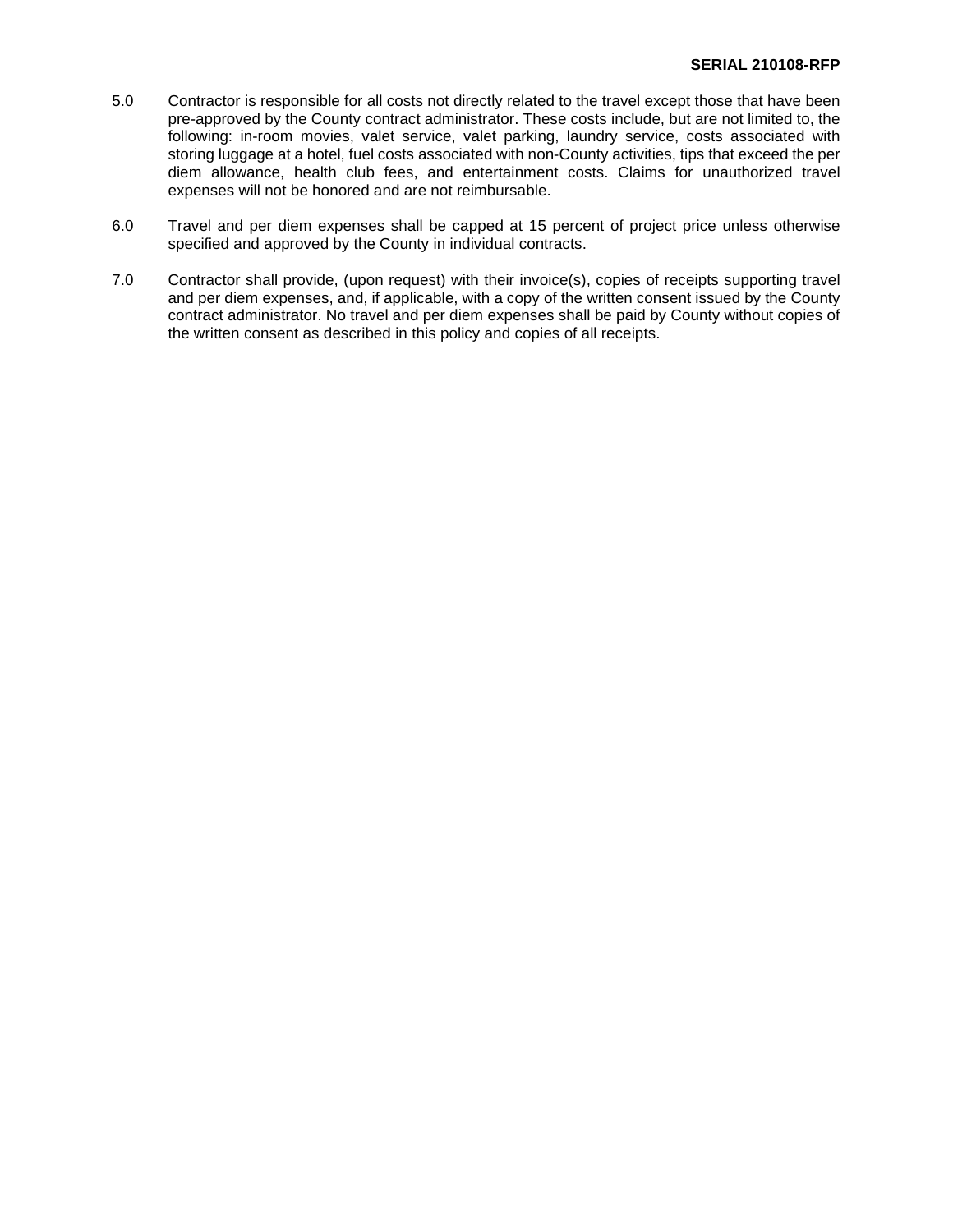5.0 Contractor is responsible for all costs not directly related to the travel except those that have been pre-approved by the County contract administrator. These costs include, but are not limited to, the following: in-room movies, valet service, valet parking, laundry service, costs associated with storing luggage at a hotel, fuel costs associated with non-County activities, tips that exceed the per diem allowance, health club fees, and entertainment costs. Claims for unauthorized travel expenses will not be honored and are not reimbursable.

6.0 Travel and per diem expenses shall be capped at 15 percent of project price unless otherwise specified and approved by the County in individual contracts.

7.0 Contractor shall provide, (upon request) with their invoice(s), copies of receipts supporting travel and per diem expenses, and, if applicable, with a copy of the written consent issued by the County contract administrator. No travel and per diem expenses shall be paid by County without copies of the written consent as described in this policy and copies of all receipts.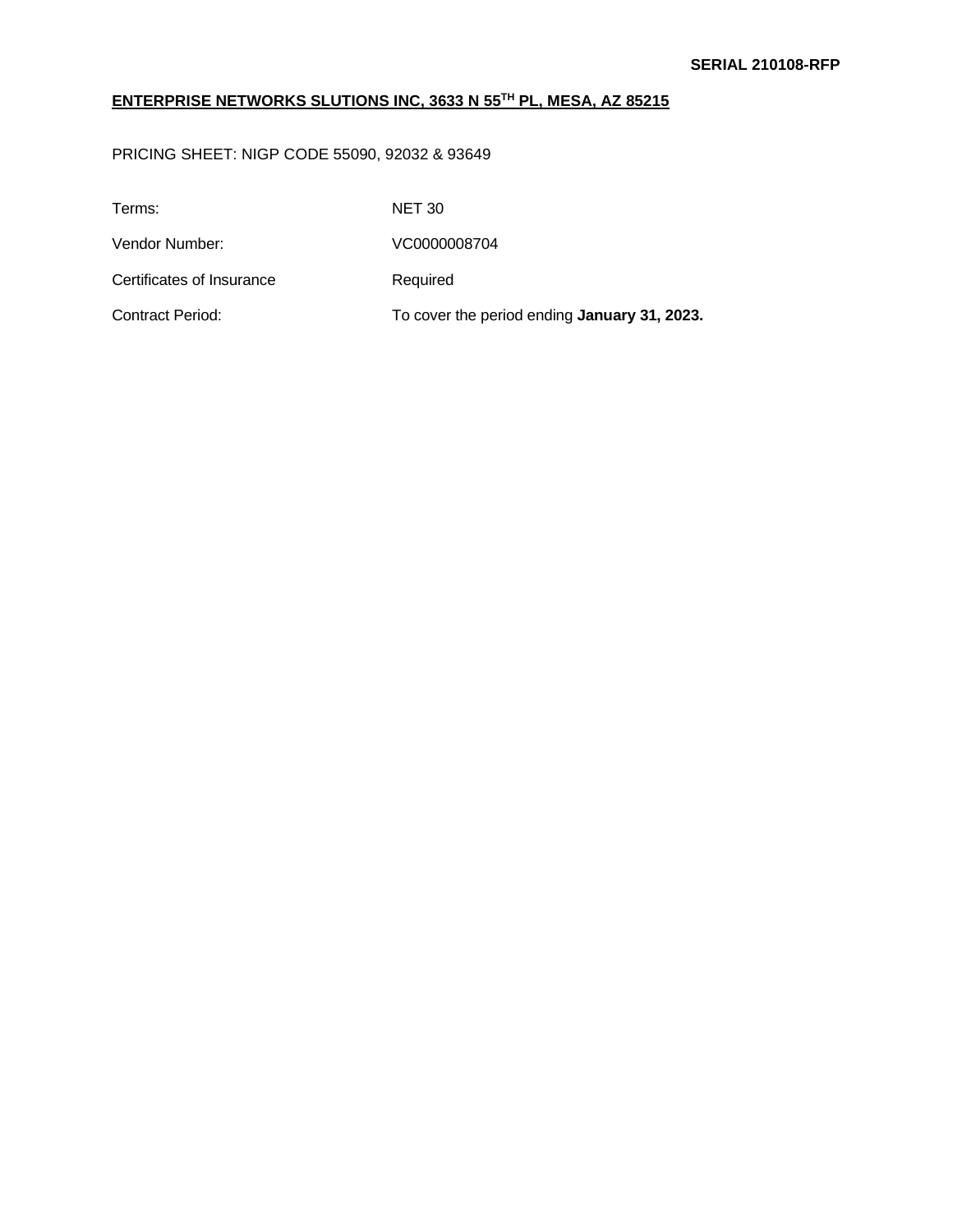**SERIAL 210108-RFP**

**ENTERPRISE NETWORKS SLUTIONS INC, 3633 N 55TH PL, MESA, AZ 85215**

PRICING SHEET: NIGP CODE 55090, 92032 & 93649

| | |
|---|---|
| Terms: | NET 30 |
| Vendor Number: | VC0000008704 |
| Certificates of Insurance | Required |
| Contract Period: | To cover the period ending **January 31, 2023.** |